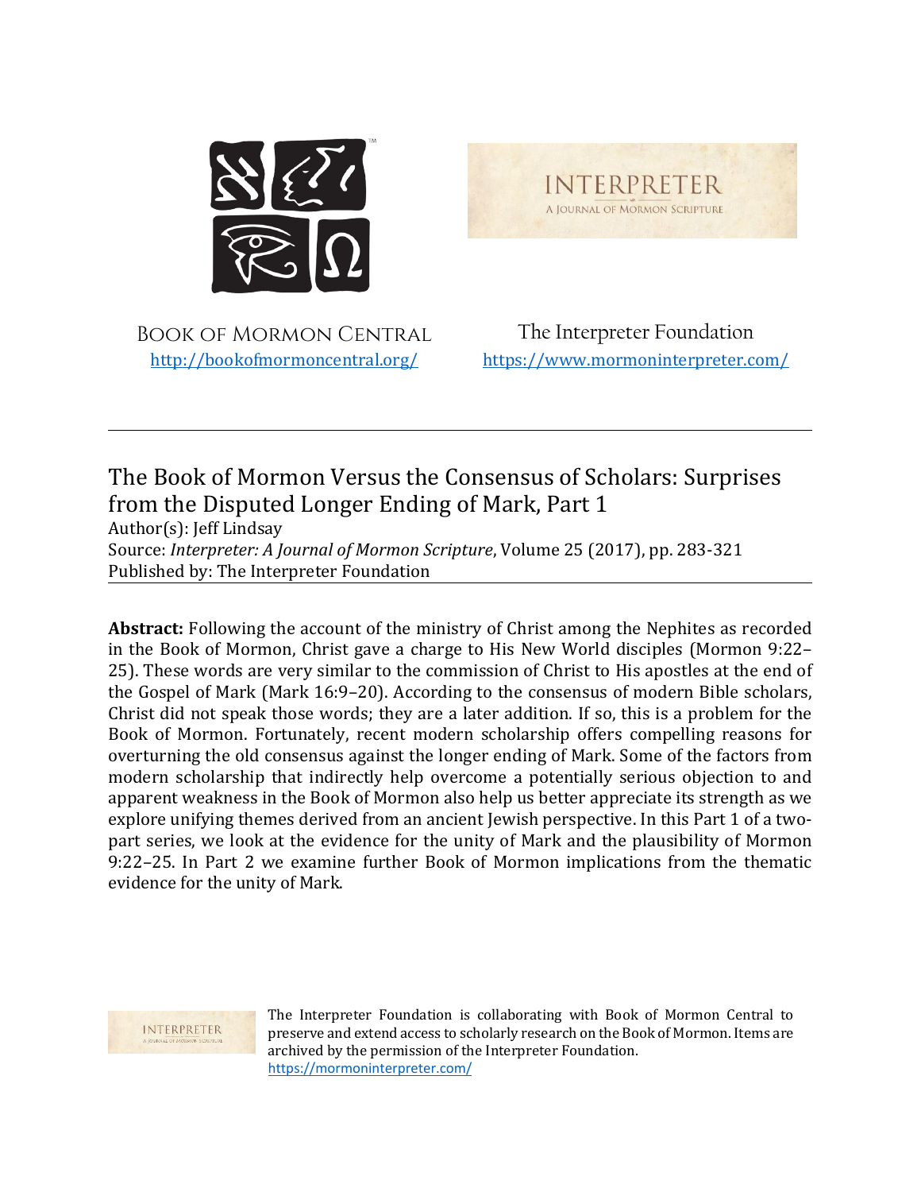BOOK OF MORMON CENTRAL
http://bookofmormoncentral.org/

The Interpreter Foundation
https://www.mormoninterpreter.com/

---

# The Book of Mormon Versus the Consensus of Scholars: Surprises from the Disputed Longer Ending of Mark, Part 1

Author(s): Jeff Lindsay
Source: *Interpreter: A Journal of Mormon Scripture*, Volume 25 (2017), pp. 283-321
Published by: The Interpreter Foundation

---

**Abstract:** Following the account of the ministry of Christ among the Nephites as recorded in the Book of Mormon, Christ gave a charge to His New World disciples (Mormon 9:22–25). These words are very similar to the commission of Christ to His apostles at the end of the Gospel of Mark (Mark 16:9–20). According to the consensus of modern Bible scholars, Christ did not speak those words; they are a later addition. If so, this is a problem for the Book of Mormon. Fortunately, recent modern scholarship offers compelling reasons for overturning the old consensus against the longer ending of Mark. Some of the factors from modern scholarship that indirectly help overcome a potentially serious objection to and apparent weakness in the Book of Mormon also help us better appreciate its strength as we explore unifying themes derived from an ancient Jewish perspective. In this Part 1 of a two-part series, we look at the evidence for the unity of Mark and the plausibility of Mormon 9:22–25. In Part 2 we examine further Book of Mormon implications from the thematic evidence for the unity of Mark.

The Interpreter Foundation is collaborating with Book of Mormon Central to preserve and extend access to scholarly research on the Book of Mormon. Items are archived by the permission of the Interpreter Foundation.
https://mormoninterpreter.com/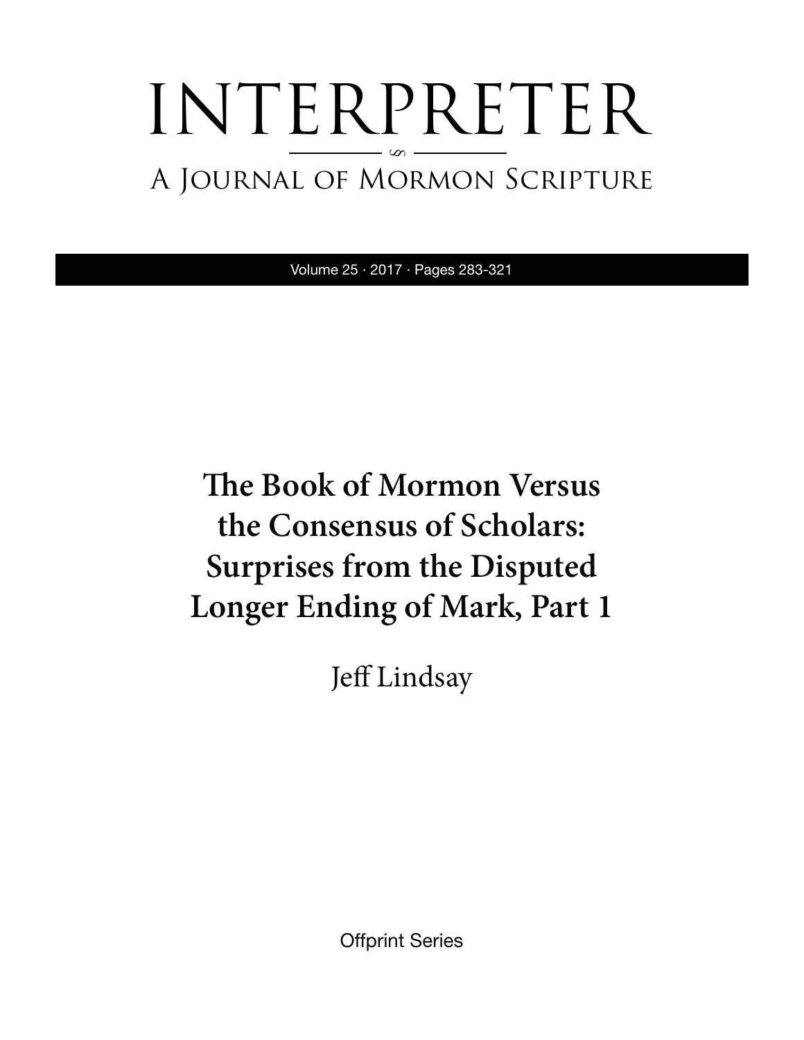# INTERPRETER

## A Journal of Mormon Scripture

Volume 25 · 2017 · Pages 283-321

# The Book of Mormon Versus the Consensus of Scholars: Surprises from the Disputed Longer Ending of Mark, Part 1

Jeff Lindsay

Offprint Series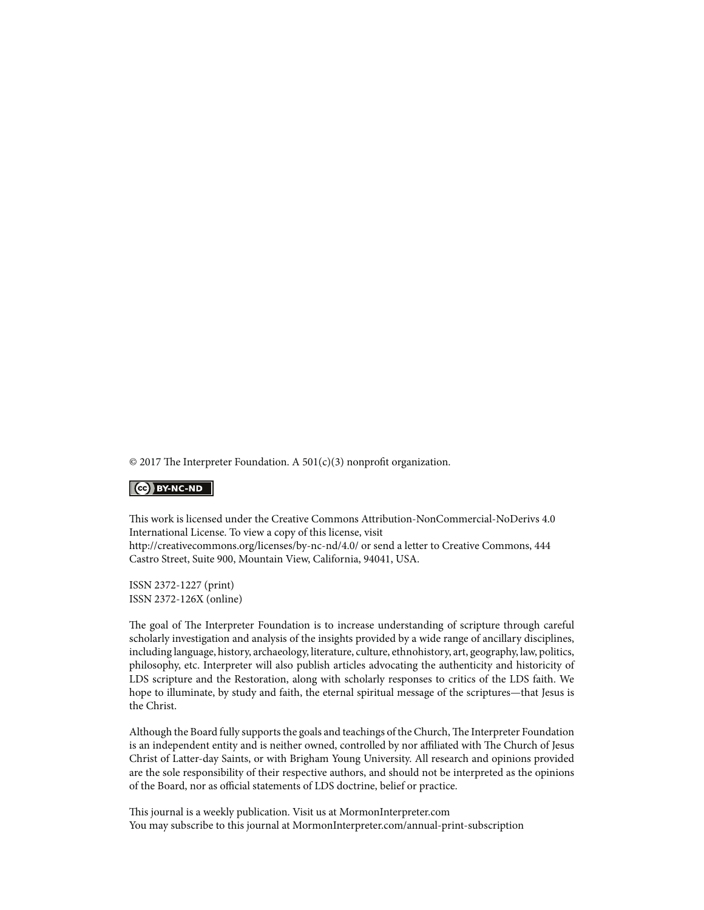© 2017 The Interpreter Foundation. A 501(c)(3) nonprofit organization.

BY-NC-ND

This work is licensed under the Creative Commons Attribution-NonCommercial-NoDerivs 4.0 International License. To view a copy of this license, visit http://creativecommons.org/licenses/by-nc-nd/4.0/ or send a letter to Creative Commons, 444 Castro Street, Suite 900, Mountain View, California, 94041, USA.

ISSN 2372-1227 (print)
ISSN 2372-126X (online)

The goal of The Interpreter Foundation is to increase understanding of scripture through careful scholarly investigation and analysis of the insights provided by a wide range of ancillary disciplines, including language, history, archaeology, literature, culture, ethnohistory, art, geography, law, politics, philosophy, etc. Interpreter will also publish articles advocating the authenticity and historicity of LDS scripture and the Restoration, along with scholarly responses to critics of the LDS faith. We hope to illuminate, by study and faith, the eternal spiritual message of the scriptures—that Jesus is the Christ.

Although the Board fully supports the goals and teachings of the Church, The Interpreter Foundation is an independent entity and is neither owned, controlled by nor affiliated with The Church of Jesus Christ of Latter-day Saints, or with Brigham Young University. All research and opinions provided are the sole responsibility of their respective authors, and should not be interpreted as the opinions of the Board, nor as official statements of LDS doctrine, belief or practice.

This journal is a weekly publication. Visit us at MormonInterpreter.com
You may subscribe to this journal at MormonInterpreter.com/annual-print-subscription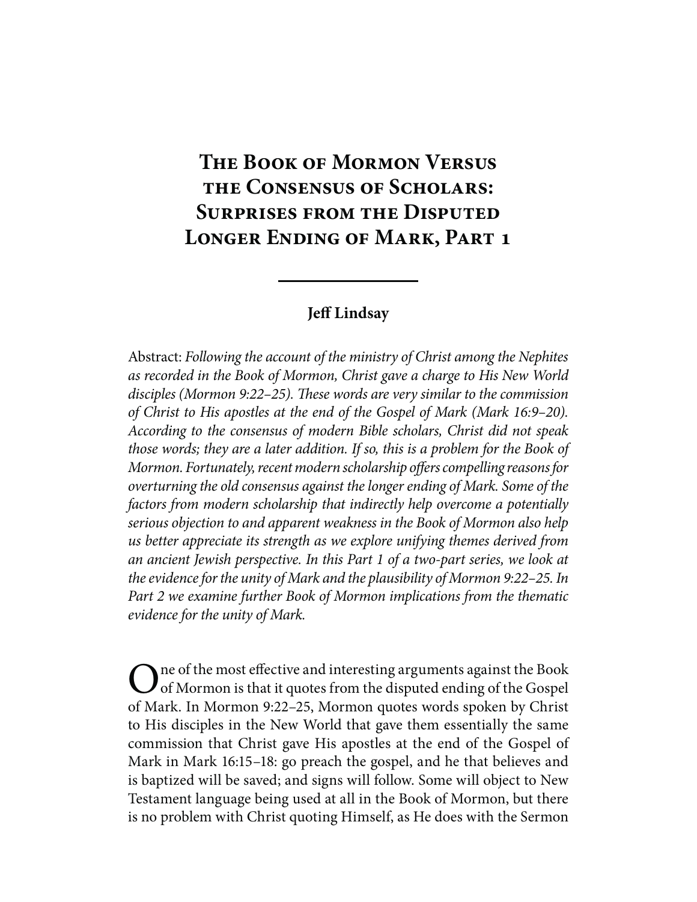# The Book of Mormon Versus the Consensus of Scholars: Surprises from the Disputed Longer Ending of Mark, Part 1

**Jeff Lindsay**

Abstract: *Following the account of the ministry of Christ among the Nephites as recorded in the Book of Mormon, Christ gave a charge to His New World disciples (Mormon 9:22–25). These words are very similar to the commission of Christ to His apostles at the end of the Gospel of Mark (Mark 16:9–20). According to the consensus of modern Bible scholars, Christ did not speak those words; they are a later addition. If so, this is a problem for the Book of Mormon. Fortunately, recent modern scholarship offers compelling reasons for overturning the old consensus against the longer ending of Mark. Some of the factors from modern scholarship that indirectly help overcome a potentially serious objection to and apparent weakness in the Book of Mormon also help us better appreciate its strength as we explore unifying themes derived from an ancient Jewish perspective. In this Part 1 of a two-part series, we look at the evidence for the unity of Mark and the plausibility of Mormon 9:22–25. In Part 2 we examine further Book of Mormon implications from the thematic evidence for the unity of Mark.*

One of the most effective and interesting arguments against the Book of Mormon is that it quotes from the disputed ending of the Gospel of Mark. In Mormon 9:22–25, Mormon quotes words spoken by Christ to His disciples in the New World that gave them essentially the same commission that Christ gave His apostles at the end of the Gospel of Mark in Mark 16:15–18: go preach the gospel, and he that believes and is baptized will be saved; and signs will follow. Some will object to New Testament language being used at all in the Book of Mormon, but there is no problem with Christ quoting Himself, as He does with the Sermon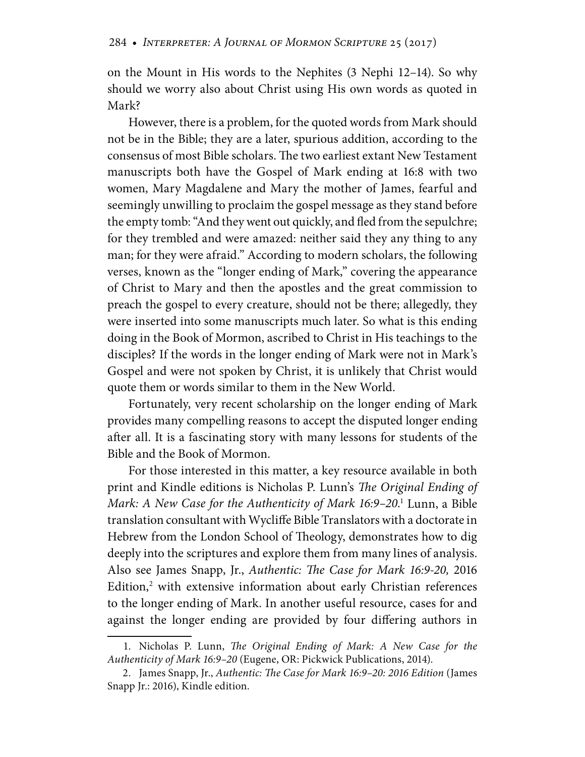on the Mount in His words to the Nephites (3 Nephi 12–14). So why should we worry also about Christ using His own words as quoted in Mark?

However, there is a problem, for the quoted words from Mark should not be in the Bible; they are a later, spurious addition, according to the consensus of most Bible scholars. The two earliest extant New Testament manuscripts both have the Gospel of Mark ending at 16:8 with two women, Mary Magdalene and Mary the mother of James, fearful and seemingly unwilling to proclaim the gospel message as they stand before the empty tomb: "And they went out quickly, and fled from the sepulchre; for they trembled and were amazed: neither said they any thing to any man; for they were afraid." According to modern scholars, the following verses, known as the "longer ending of Mark," covering the appearance of Christ to Mary and then the apostles and the great commission to preach the gospel to every creature, should not be there; allegedly, they were inserted into some manuscripts much later. So what is this ending doing in the Book of Mormon, ascribed to Christ in His teachings to the disciples? If the words in the longer ending of Mark were not in Mark's Gospel and were not spoken by Christ, it is unlikely that Christ would quote them or words similar to them in the New World.

Fortunately, very recent scholarship on the longer ending of Mark provides many compelling reasons to accept the disputed longer ending after all. It is a fascinating story with many lessons for students of the Bible and the Book of Mormon.

For those interested in this matter, a key resource available in both print and Kindle editions is Nicholas P. Lunn's *The Original Ending of Mark: A New Case for the Authenticity of Mark 16:9–20*.[1] Lunn, a Bible translation consultant with Wycliffe Bible Translators with a doctorate in Hebrew from the London School of Theology, demonstrates how to dig deeply into the scriptures and explore them from many lines of analysis. Also see James Snapp, Jr., *Authentic: The Case for Mark 16:9-20,* 2016 Edition,[2] with extensive information about early Christian references to the longer ending of Mark. In another useful resource, cases for and against the longer ending are provided by four differing authors in

---

1. Nicholas P. Lunn, *The Original Ending of Mark: A New Case for the Authenticity of Mark 16:9–20* (Eugene, OR: Pickwick Publications, 2014).

2. James Snapp, Jr., *Authentic: The Case for Mark 16:9–20: 2016 Edition* (James Snapp Jr.: 2016), Kindle edition.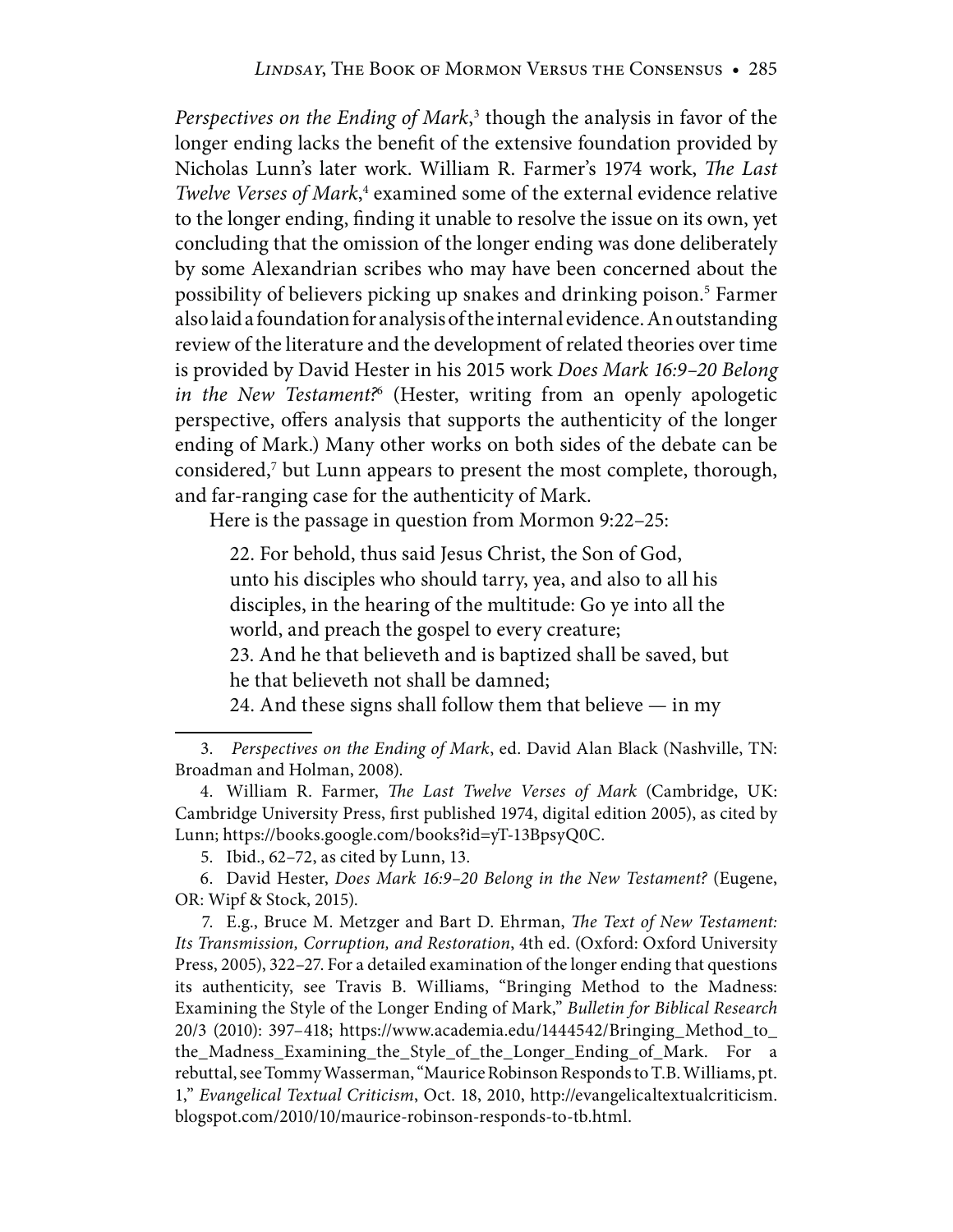*Perspectives on the Ending of Mark*,[3] though the analysis in favor of the longer ending lacks the benefit of the extensive foundation provided by Nicholas Lunn's later work. William R. Farmer's 1974 work, *The Last Twelve Verses of Mark*,[4] examined some of the external evidence relative to the longer ending, finding it unable to resolve the issue on its own, yet concluding that the omission of the longer ending was done deliberately by some Alexandrian scribes who may have been concerned about the possibility of believers picking up snakes and drinking poison.[5] Farmer also laid a foundation for analysis of the internal evidence. An outstanding review of the literature and the development of related theories over time is provided by David Hester in his 2015 work *Does Mark 16:9–20 Belong in the New Testament?*[6] (Hester, writing from an openly apologetic perspective, offers analysis that supports the authenticity of the longer ending of Mark.) Many other works on both sides of the debate can be considered,[7] but Lunn appears to present the most complete, thorough, and far-ranging case for the authenticity of Mark.

Here is the passage in question from Mormon 9:22–25:

> 22. For behold, thus said Jesus Christ, the Son of God, unto his disciples who should tarry, yea, and also to all his disciples, in the hearing of the multitude: Go ye into all the world, and preach the gospel to every creature;
> 23. And he that believeth and is baptized shall be saved, but he that believeth not shall be damned;
> 24. And these signs shall follow them that believe — in my

---

3. *Perspectives on the Ending of Mark*, ed. David Alan Black (Nashville, TN: Broadman and Holman, 2008).

4. William R. Farmer, *The Last Twelve Verses of Mark* (Cambridge, UK: Cambridge University Press, first published 1974, digital edition 2005), as cited by Lunn; https://books.google.com/books?id=yT-13BpsyQ0C.

5. Ibid., 62–72, as cited by Lunn, 13.

6. David Hester, *Does Mark 16:9–20 Belong in the New Testament?* (Eugene, OR: Wipf & Stock, 2015).

7. E.g., Bruce M. Metzger and Bart D. Ehrman, *The Text of New Testament: Its Transmission, Corruption, and Restoration*, 4th ed. (Oxford: Oxford University Press, 2005), 322–27. For a detailed examination of the longer ending that questions its authenticity, see Travis B. Williams, "Bringing Method to the Madness: Examining the Style of the Longer Ending of Mark," *Bulletin for Biblical Research* 20/3 (2010): 397–418; https://www.academia.edu/1444542/Bringing_Method_to_the_Madness_Examining_the_Style_of_the_Longer_Ending_of_Mark. For a rebuttal, see Tommy Wasserman, "Maurice Robinson Responds to T.B. Williams, pt. 1," *Evangelical Textual Criticism*, Oct. 18, 2010, http://evangelicaltextualcriticism.blogspot.com/2010/10/maurice-robinson-responds-to-tb.html.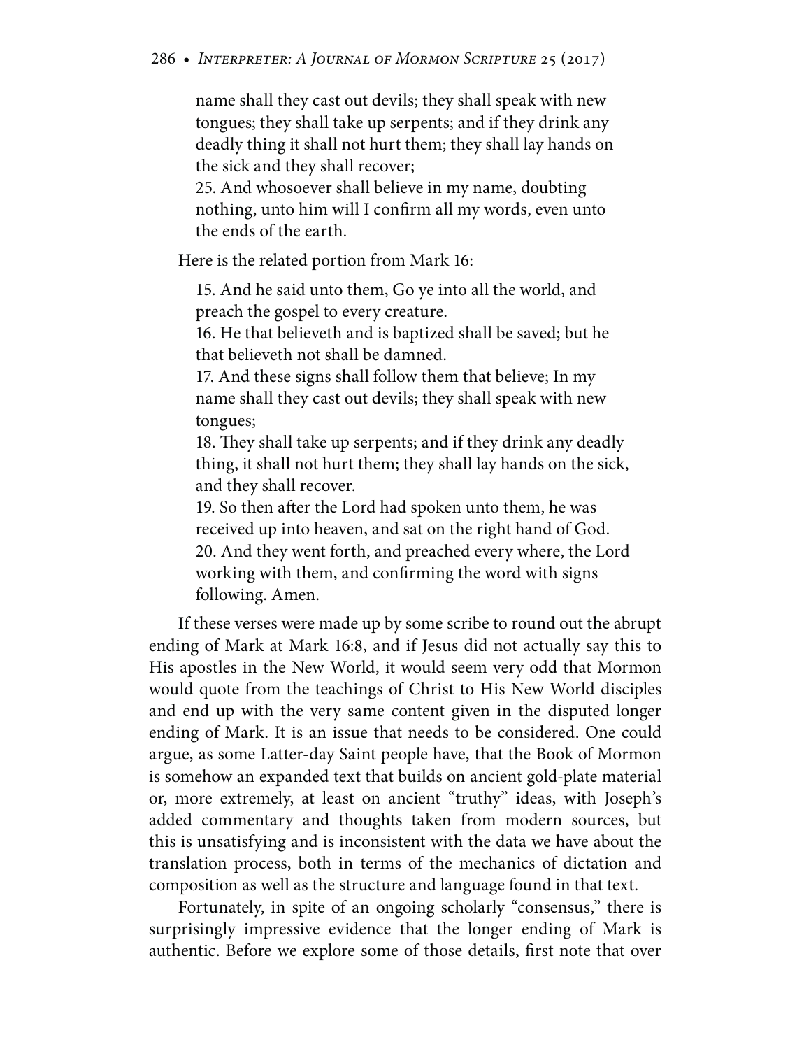> name shall they cast out devils; they shall speak with new tongues; they shall take up serpents; and if they drink any deadly thing it shall not hurt them; they shall lay hands on the sick and they shall recover;
>
> 25. And whosoever shall believe in my name, doubting nothing, unto him will I confirm all my words, even unto the ends of the earth.

Here is the related portion from Mark 16:

> 15. And he said unto them, Go ye into all the world, and preach the gospel to every creature.
>
> 16. He that believeth and is baptized shall be saved; but he that believeth not shall be damned.
>
> 17. And these signs shall follow them that believe; In my name shall they cast out devils; they shall speak with new tongues;
>
> 18. They shall take up serpents; and if they drink any deadly thing, it shall not hurt them; they shall lay hands on the sick, and they shall recover.
>
> 19. So then after the Lord had spoken unto them, he was received up into heaven, and sat on the right hand of God.
>
> 20. And they went forth, and preached every where, the Lord working with them, and confirming the word with signs following. Amen.

If these verses were made up by some scribe to round out the abrupt ending of Mark at Mark 16:8, and if Jesus did not actually say this to His apostles in the New World, it would seem very odd that Mormon would quote from the teachings of Christ to His New World disciples and end up with the very same content given in the disputed longer ending of Mark. It is an issue that needs to be considered. One could argue, as some Latter-day Saint people have, that the Book of Mormon is somehow an expanded text that builds on ancient gold-plate material or, more extremely, at least on ancient "truthy" ideas, with Joseph's added commentary and thoughts taken from modern sources, but this is unsatisfying and is inconsistent with the data we have about the translation process, both in terms of the mechanics of dictation and composition as well as the structure and language found in that text.

Fortunately, in spite of an ongoing scholarly "consensus," there is surprisingly impressive evidence that the longer ending of Mark is authentic. Before we explore some of those details, first note that over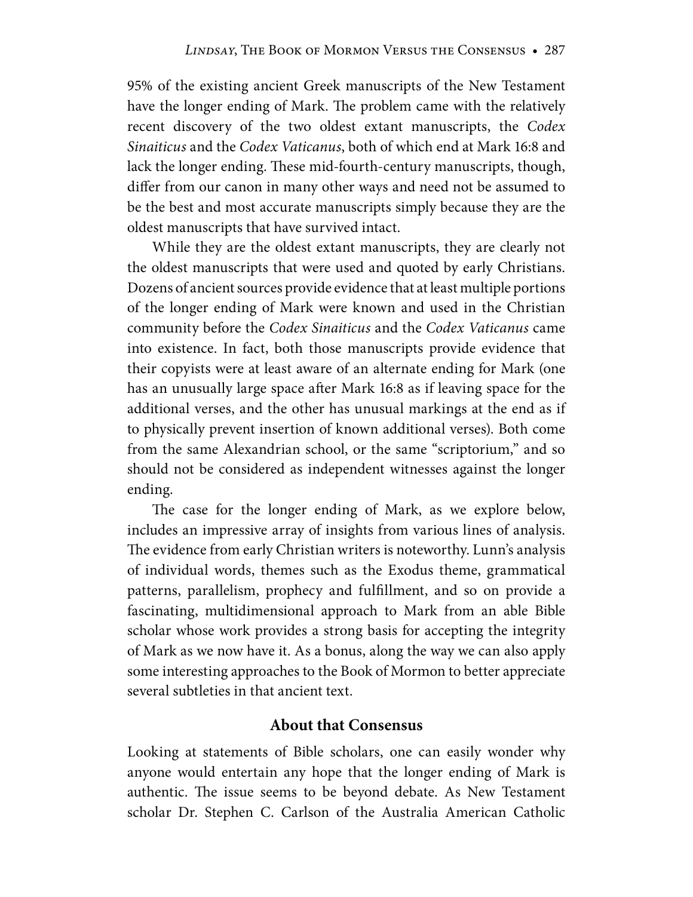95% of the existing ancient Greek manuscripts of the New Testament have the longer ending of Mark. The problem came with the relatively recent discovery of the two oldest extant manuscripts, the *Codex Sinaiticus* and the *Codex Vaticanus*, both of which end at Mark 16:8 and lack the longer ending. These mid-fourth-century manuscripts, though, differ from our canon in many other ways and need not be assumed to be the best and most accurate manuscripts simply because they are the oldest manuscripts that have survived intact.

While they are the oldest extant manuscripts, they are clearly not the oldest manuscripts that were used and quoted by early Christians. Dozens of ancient sources provide evidence that at least multiple portions of the longer ending of Mark were known and used in the Christian community before the *Codex Sinaiticus* and the *Codex Vaticanus* came into existence. In fact, both those manuscripts provide evidence that their copyists were at least aware of an alternate ending for Mark (one has an unusually large space after Mark 16:8 as if leaving space for the additional verses, and the other has unusual markings at the end as if to physically prevent insertion of known additional verses). Both come from the same Alexandrian school, or the same "scriptorium," and so should not be considered as independent witnesses against the longer ending.

The case for the longer ending of Mark, as we explore below, includes an impressive array of insights from various lines of analysis. The evidence from early Christian writers is noteworthy. Lunn's analysis of individual words, themes such as the Exodus theme, grammatical patterns, parallelism, prophecy and fulfillment, and so on provide a fascinating, multidimensional approach to Mark from an able Bible scholar whose work provides a strong basis for accepting the integrity of Mark as we now have it. As a bonus, along the way we can also apply some interesting approaches to the Book of Mormon to better appreciate several subtleties in that ancient text.

## About that Consensus

Looking at statements of Bible scholars, one can easily wonder why anyone would entertain any hope that the longer ending of Mark is authentic. The issue seems to be beyond debate. As New Testament scholar Dr. Stephen C. Carlson of the Australia American Catholic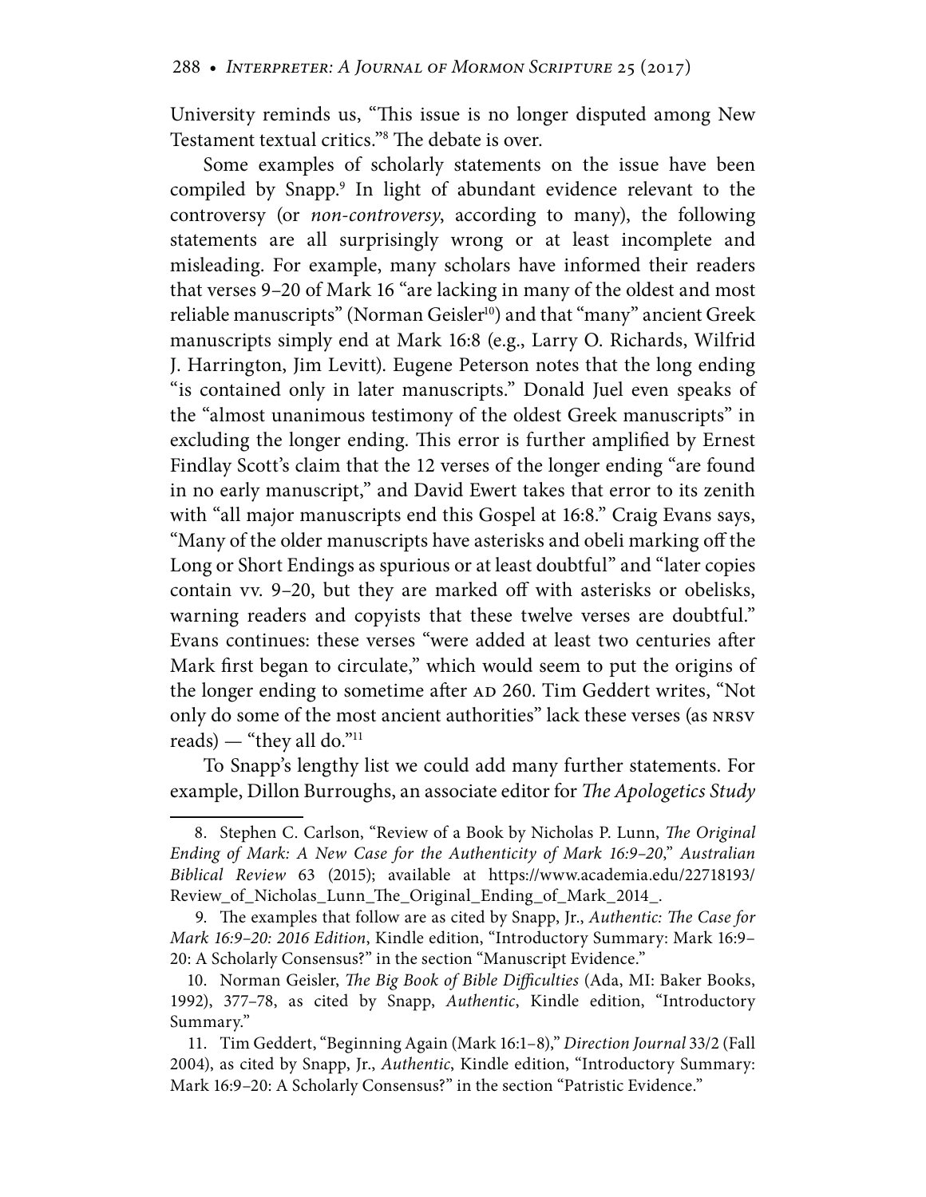University reminds us, "This issue is no longer disputed among New Testament textual critics."[8] The debate is over.

Some examples of scholarly statements on the issue have been compiled by Snapp.[9] In light of abundant evidence relevant to the controversy (or *non-controversy*, according to many), the following statements are all surprisingly wrong or at least incomplete and misleading. For example, many scholars have informed their readers that verses 9–20 of Mark 16 "are lacking in many of the oldest and most reliable manuscripts" (Norman Geisler[10]) and that "many" ancient Greek manuscripts simply end at Mark 16:8 (e.g., Larry O. Richards, Wilfrid J. Harrington, Jim Levitt). Eugene Peterson notes that the long ending "is contained only in later manuscripts." Donald Juel even speaks of the "almost unanimous testimony of the oldest Greek manuscripts" in excluding the longer ending. This error is further amplified by Ernest Findlay Scott's claim that the 12 verses of the longer ending "are found in no early manuscript," and David Ewert takes that error to its zenith with "all major manuscripts end this Gospel at 16:8." Craig Evans says, "Many of the older manuscripts have asterisks and obeli marking off the Long or Short Endings as spurious or at least doubtful" and "later copies contain vv. 9–20, but they are marked off with asterisks or obelisks, warning readers and copyists that these twelve verses are doubtful." Evans continues: these verses "were added at least two centuries after Mark first began to circulate," which would seem to put the origins of the longer ending to sometime after AD 260. Tim Geddert writes, "Not only do some of the most ancient authorities" lack these verses (as NRSV reads) — "they all do."[11]

To Snapp's lengthy list we could add many further statements. For example, Dillon Burroughs, an associate editor for *The Apologetics Study*

---

8. Stephen C. Carlson, "Review of a Book by Nicholas P. Lunn, *The Original Ending of Mark: A New Case for the Authenticity of Mark 16:9–20*," *Australian Biblical Review* 63 (2015); available at https://www.academia.edu/22718193/Review_of_Nicholas_Lunn_The_Original_Ending_of_Mark_2014_.

9. The examples that follow are as cited by Snapp, Jr., *Authentic: The Case for Mark 16:9–20: 2016 Edition*, Kindle edition, "Introductory Summary: Mark 16:9–20: A Scholarly Consensus?" in the section "Manuscript Evidence."

10. Norman Geisler, *The Big Book of Bible Difficulties* (Ada, MI: Baker Books, 1992), 377–78, as cited by Snapp, *Authentic*, Kindle edition, "Introductory Summary."

11. Tim Geddert, "Beginning Again (Mark 16:1–8)," *Direction Journal* 33/2 (Fall 2004), as cited by Snapp, Jr., *Authentic*, Kindle edition, "Introductory Summary: Mark 16:9–20: A Scholarly Consensus?" in the section "Patristic Evidence."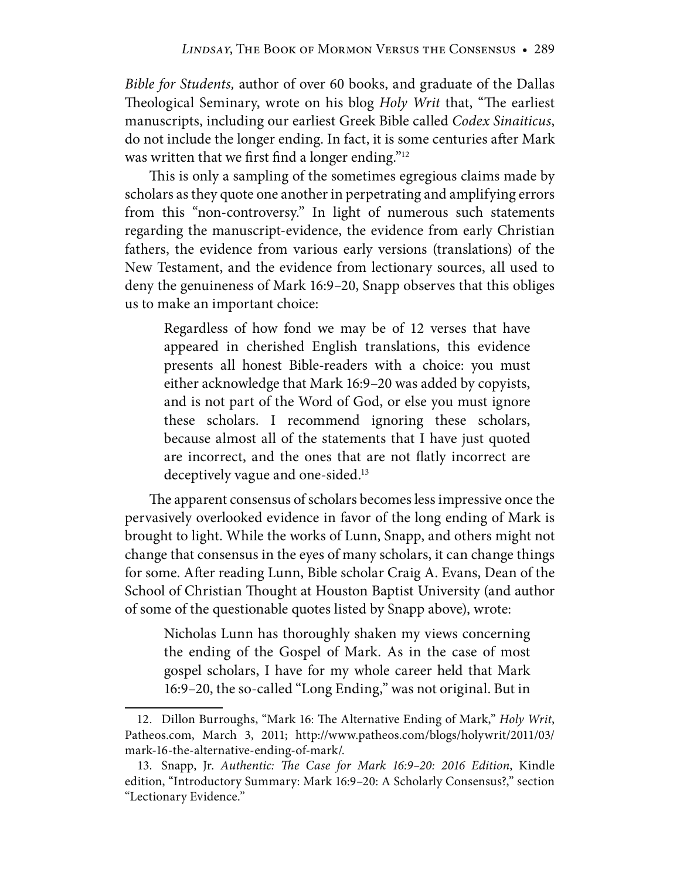*Bible for Students,* author of over 60 books, and graduate of the Dallas Theological Seminary, wrote on his blog *Holy Writ* that, "The earliest manuscripts, including our earliest Greek Bible called *Codex Sinaiticus*, do not include the longer ending. In fact, it is some centuries after Mark was written that we first find a longer ending."[12]

This is only a sampling of the sometimes egregious claims made by scholars as they quote one another in perpetrating and amplifying errors from this "non-controversy." In light of numerous such statements regarding the manuscript-evidence, the evidence from early Christian fathers, the evidence from various early versions (translations) of the New Testament, and the evidence from lectionary sources, all used to deny the genuineness of Mark 16:9–20, Snapp observes that this obliges us to make an important choice:

> Regardless of how fond we may be of 12 verses that have appeared in cherished English translations, this evidence presents all honest Bible-readers with a choice: you must either acknowledge that Mark 16:9–20 was added by copyists, and is not part of the Word of God, or else you must ignore these scholars. I recommend ignoring these scholars, because almost all of the statements that I have just quoted are incorrect, and the ones that are not flatly incorrect are deceptively vague and one-sided.[13]

The apparent consensus of scholars becomes less impressive once the pervasively overlooked evidence in favor of the long ending of Mark is brought to light. While the works of Lunn, Snapp, and others might not change that consensus in the eyes of many scholars, it can change things for some. After reading Lunn, Bible scholar Craig A. Evans, Dean of the School of Christian Thought at Houston Baptist University (and author of some of the questionable quotes listed by Snapp above), wrote:

> Nicholas Lunn has thoroughly shaken my views concerning the ending of the Gospel of Mark. As in the case of most gospel scholars, I have for my whole career held that Mark 16:9–20, the so-called "Long Ending," was not original. But in

---

12. Dillon Burroughs, "Mark 16: The Alternative Ending of Mark," *Holy Writ*, Patheos.com, March 3, 2011; http://www.patheos.com/blogs/holywrit/2011/03/mark-16-the-alternative-ending-of-mark/.

13. Snapp, Jr. *Authentic: The Case for Mark 16:9–20: 2016 Edition*, Kindle edition, "Introductory Summary: Mark 16:9–20: A Scholarly Consensus?," section "Lectionary Evidence."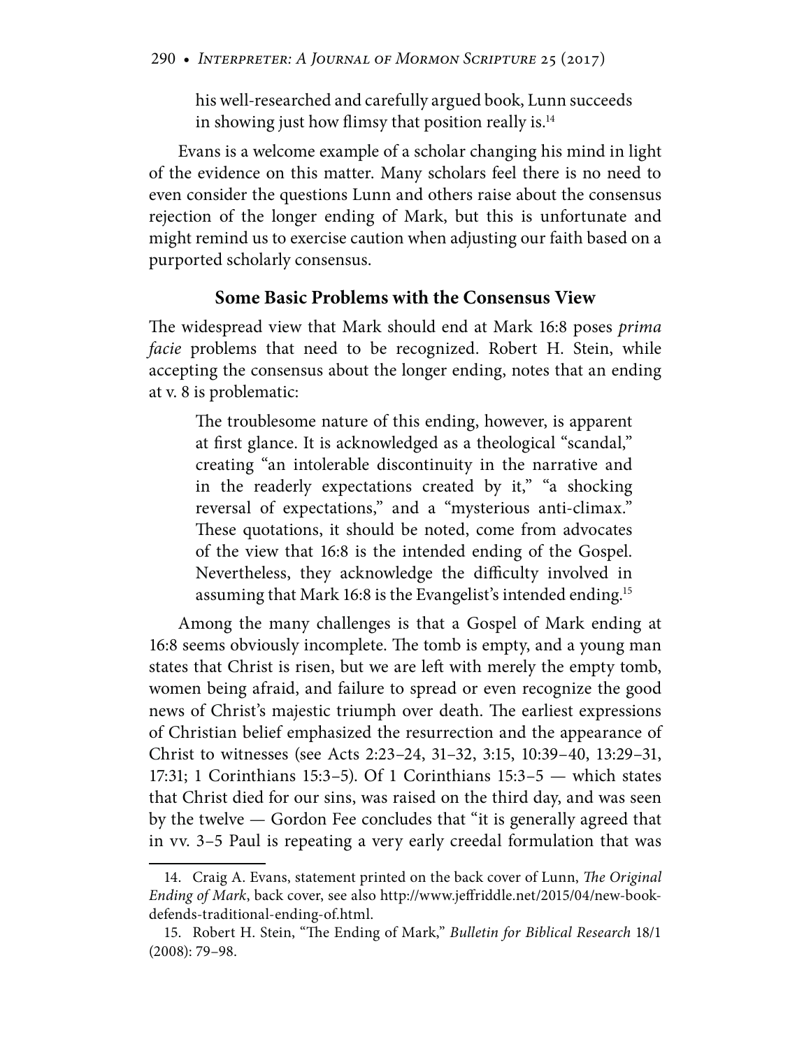> his well-researched and carefully argued book, Lunn succeeds in showing just how flimsy that position really is.[14]

Evans is a welcome example of a scholar changing his mind in light of the evidence on this matter. Many scholars feel there is no need to even consider the questions Lunn and others raise about the consensus rejection of the longer ending of Mark, but this is unfortunate and might remind us to exercise caution when adjusting our faith based on a purported scholarly consensus.

### Some Basic Problems with the Consensus View

The widespread view that Mark should end at Mark 16:8 poses *prima facie* problems that need to be recognized. Robert H. Stein, while accepting the consensus about the longer ending, notes that an ending at v. 8 is problematic:

> The troublesome nature of this ending, however, is apparent at first glance. It is acknowledged as a theological "scandal," creating "an intolerable discontinuity in the narrative and in the readerly expectations created by it," "a shocking reversal of expectations," and a "mysterious anti-climax." These quotations, it should be noted, come from advocates of the view that 16:8 is the intended ending of the Gospel. Nevertheless, they acknowledge the difficulty involved in assuming that Mark 16:8 is the Evangelist's intended ending.[15]

Among the many challenges is that a Gospel of Mark ending at 16:8 seems obviously incomplete. The tomb is empty, and a young man states that Christ is risen, but we are left with merely the empty tomb, women being afraid, and failure to spread or even recognize the good news of Christ's majestic triumph over death. The earliest expressions of Christian belief emphasized the resurrection and the appearance of Christ to witnesses (see Acts 2:23–24, 31–32, 3:15, 10:39–40, 13:29–31, 17:31; 1 Corinthians 15:3–5). Of 1 Corinthians 15:3–5 — which states that Christ died for our sins, was raised on the third day, and was seen by the twelve — Gordon Fee concludes that "it is generally agreed that in vv. 3–5 Paul is repeating a very early creedal formulation that was

---

14. Craig A. Evans, statement printed on the back cover of Lunn, *The Original Ending of Mark*, back cover, see also http://www.jeffriddle.net/2015/04/new-book-defends-traditional-ending-of.html.

15. Robert H. Stein, "The Ending of Mark," *Bulletin for Biblical Research* 18/1 (2008): 79–98.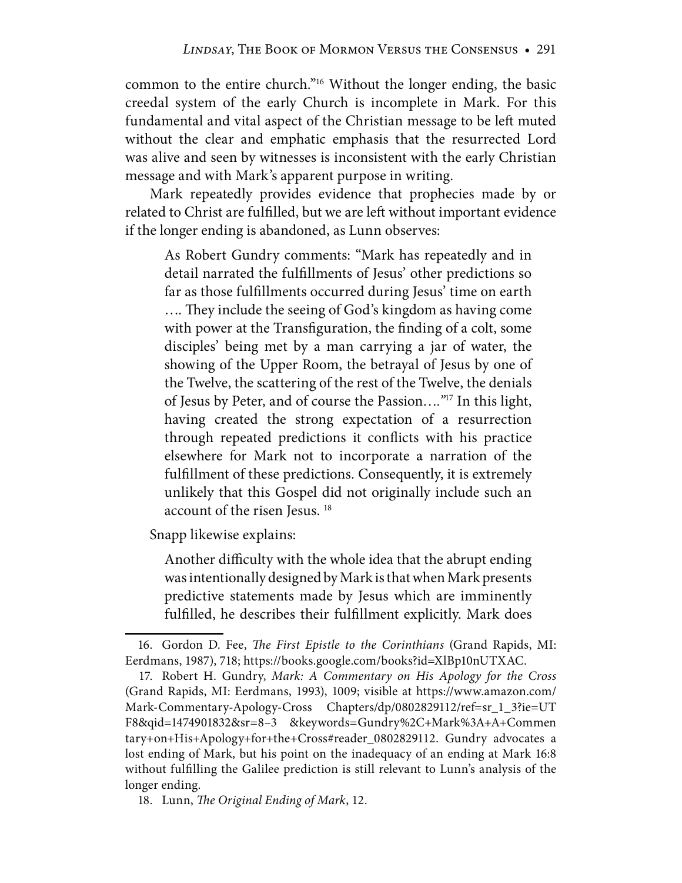common to the entire church."[16] Without the longer ending, the basic creedal system of the early Church is incomplete in Mark. For this fundamental and vital aspect of the Christian message to be left muted without the clear and emphatic emphasis that the resurrected Lord was alive and seen by witnesses is inconsistent with the early Christian message and with Mark's apparent purpose in writing.

Mark repeatedly provides evidence that prophecies made by or related to Christ are fulfilled, but we are left without important evidence if the longer ending is abandoned, as Lunn observes:

> As Robert Gundry comments: "Mark has repeatedly and in detail narrated the fulfillments of Jesus' other predictions so far as those fulfillments occurred during Jesus' time on earth …. They include the seeing of God's kingdom as having come with power at the Transfiguration, the finding of a colt, some disciples' being met by a man carrying a jar of water, the showing of the Upper Room, the betrayal of Jesus by one of the Twelve, the scattering of the rest of the Twelve, the denials of Jesus by Peter, and of course the Passion…."[17] In this light, having created the strong expectation of a resurrection through repeated predictions it conflicts with his practice elsewhere for Mark not to incorporate a narration of the fulfillment of these predictions. Consequently, it is extremely unlikely that this Gospel did not originally include such an account of the risen Jesus. [18]

Snapp likewise explains:

> Another difficulty with the whole idea that the abrupt ending was intentionally designed by Mark is that when Mark presents predictive statements made by Jesus which are imminently fulfilled, he describes their fulfillment explicitly. Mark does

---

16. Gordon D. Fee, *The First Epistle to the Corinthians* (Grand Rapids, MI: Eerdmans, 1987), 718; https://books.google.com/books?id=XlBp10nUTXAC.

17. Robert H. Gundry, *Mark: A Commentary on His Apology for the Cross* (Grand Rapids, MI: Eerdmans, 1993), 1009; visible at https://www.amazon.com/Mark-Commentary-Apology-Cross Chapters/dp/0802829112/ref=sr_1_3?ie=UTF8&qid=1474901832&sr=8–3 &keywords=Gundry%2C+Mark%3A+A+Commentary+on+His+Apology+for+the+Cross#reader_0802829112. Gundry advocates a lost ending of Mark, but his point on the inadequacy of an ending at Mark 16:8 without fulfilling the Galilee prediction is still relevant to Lunn's analysis of the longer ending.

18. Lunn, *The Original Ending of Mark*, 12.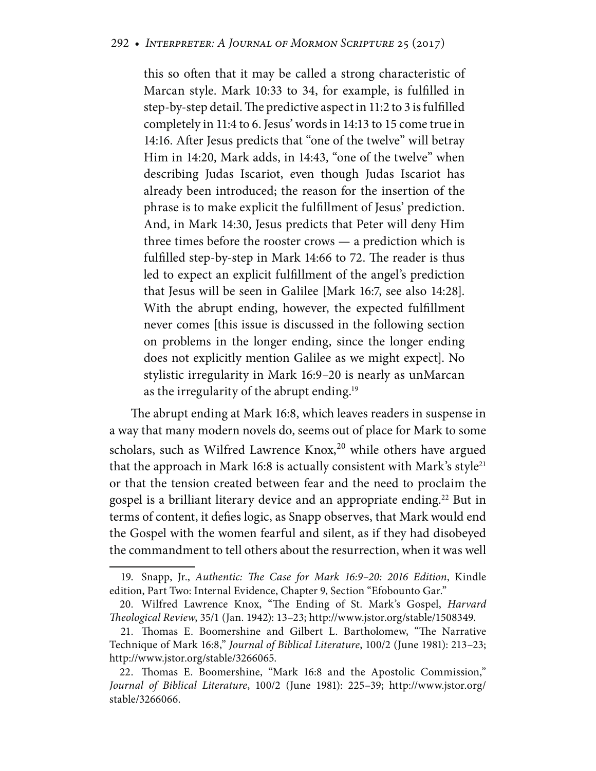> this so often that it may be called a strong characteristic of Marcan style. Mark 10:33 to 34, for example, is fulfilled in step-by-step detail. The predictive aspect in 11:2 to 3 is fulfilled completely in 11:4 to 6. Jesus' words in 14:13 to 15 come true in 14:16. After Jesus predicts that "one of the twelve" will betray Him in 14:20, Mark adds, in 14:43, "one of the twelve" when describing Judas Iscariot, even though Judas Iscariot has already been introduced; the reason for the insertion of the phrase is to make explicit the fulfillment of Jesus' prediction. And, in Mark 14:30, Jesus predicts that Peter will deny Him three times before the rooster crows — a prediction which is fulfilled step-by-step in Mark 14:66 to 72. The reader is thus led to expect an explicit fulfillment of the angel's prediction that Jesus will be seen in Galilee [Mark 16:7, see also 14:28]. With the abrupt ending, however, the expected fulfillment never comes [this issue is discussed in the following section on problems in the longer ending, since the longer ending does not explicitly mention Galilee as we might expect]. No stylistic irregularity in Mark 16:9–20 is nearly as unMarcan as the irregularity of the abrupt ending.[19]

The abrupt ending at Mark 16:8, which leaves readers in suspense in a way that many modern novels do, seems out of place for Mark to some scholars, such as Wilfred Lawrence Knox,[20] while others have argued that the approach in Mark 16:8 is actually consistent with Mark's style[21] or that the tension created between fear and the need to proclaim the gospel is a brilliant literary device and an appropriate ending.[22] But in terms of content, it defies logic, as Snapp observes, that Mark would end the Gospel with the women fearful and silent, as if they had disobeyed the commandment to tell others about the resurrection, when it was well

---

19. Snapp, Jr., *Authentic: The Case for Mark 16:9–20: 2016 Edition*, Kindle edition, Part Two: Internal Evidence, Chapter 9, Section "Efobounto Gar."

20. Wilfred Lawrence Knox, "The Ending of St. Mark's Gospel, *Harvard Theological Review*, 35/1 (Jan. 1942): 13–23; http://www.jstor.org/stable/1508349.

21. Thomas E. Boomershine and Gilbert L. Bartholomew, "The Narrative Technique of Mark 16:8," *Journal of Biblical Literature*, 100/2 (June 1981): 213–23; http://www.jstor.org/stable/3266065.

22. Thomas E. Boomershine, "Mark 16:8 and the Apostolic Commission," *Journal of Biblical Literature*, 100/2 (June 1981): 225–39; http://www.jstor.org/stable/3266066.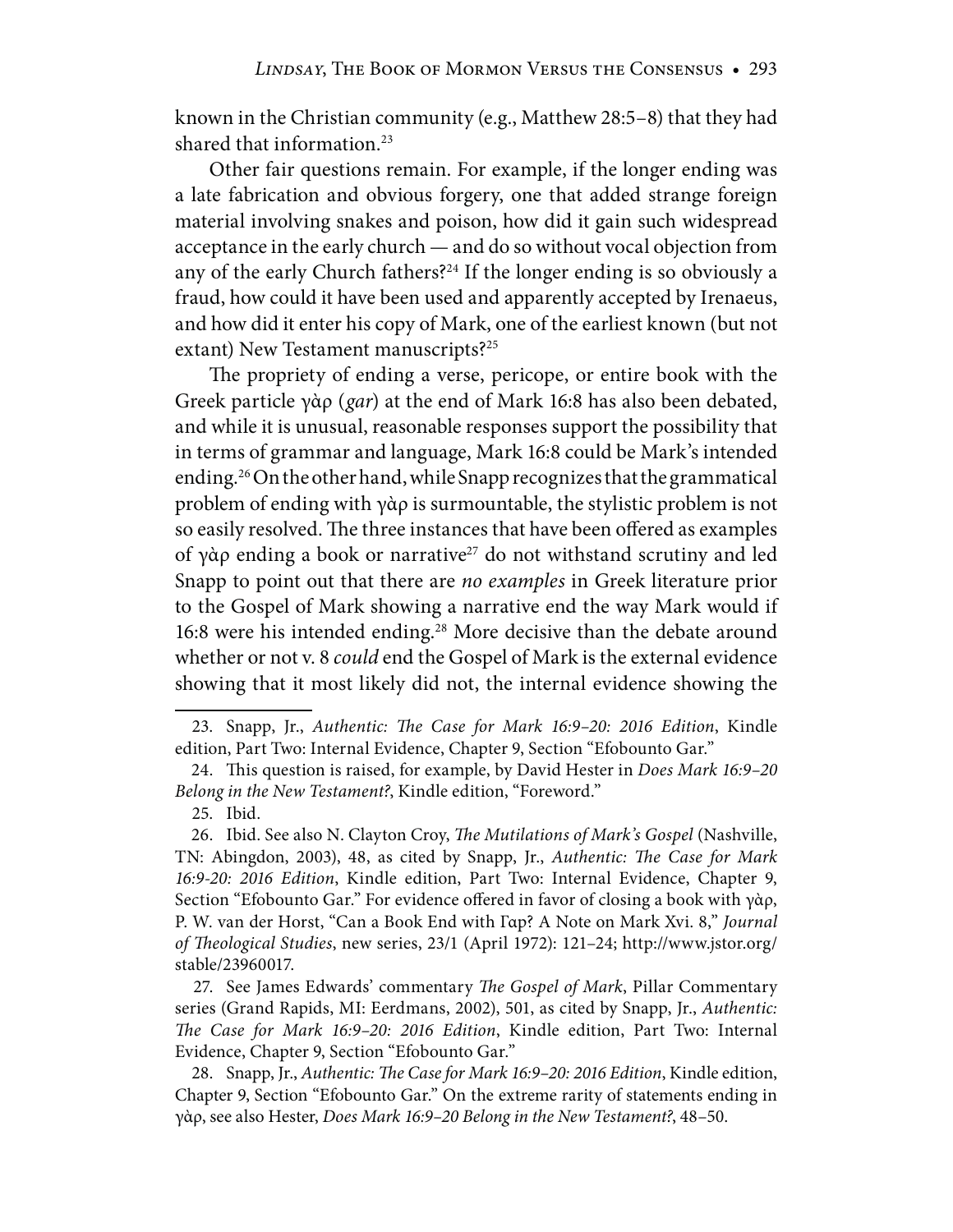known in the Christian community (e.g., Matthew 28:5–8) that they had shared that information.[23]

Other fair questions remain. For example, if the longer ending was a late fabrication and obvious forgery, one that added strange foreign material involving snakes and poison, how did it gain such widespread acceptance in the early church — and do so without vocal objection from any of the early Church fathers?[24] If the longer ending is so obviously a fraud, how could it have been used and apparently accepted by Irenaeus, and how did it enter his copy of Mark, one of the earliest known (but not extant) New Testament manuscripts?[25]

The propriety of ending a verse, pericope, or entire book with the Greek particle γὰρ (*gar*) at the end of Mark 16:8 has also been debated, and while it is unusual, reasonable responses support the possibility that in terms of grammar and language, Mark 16:8 could be Mark's intended ending.[26] On the other hand, while Snapp recognizes that the grammatical problem of ending with γὰρ is surmountable, the stylistic problem is not so easily resolved. The three instances that have been offered as examples of γὰρ ending a book or narrative[27] do not withstand scrutiny and led Snapp to point out that there are *no examples* in Greek literature prior to the Gospel of Mark showing a narrative end the way Mark would if 16:8 were his intended ending.[28] More decisive than the debate around whether or not v. 8 *could* end the Gospel of Mark is the external evidence showing that it most likely did not, the internal evidence showing the

---

23. Snapp, Jr., *Authentic: The Case for Mark 16:9–20: 2016 Edition*, Kindle edition, Part Two: Internal Evidence, Chapter 9, Section "Efobounto Gar."

24. This question is raised, for example, by David Hester in *Does Mark 16:9–20 Belong in the New Testament?*, Kindle edition, "Foreword."

25. Ibid.

26. Ibid. See also N. Clayton Croy, *The Mutilations of Mark's Gospel* (Nashville, TN: Abingdon, 2003), 48, as cited by Snapp, Jr., *Authentic: The Case for Mark 16:9-20: 2016 Edition*, Kindle edition, Part Two: Internal Evidence, Chapter 9, Section "Efobounto Gar." For evidence offered in favor of closing a book with γὰρ, P. W. van der Horst, "Can a Book End with Γαρ? A Note on Mark Xvi. 8," *Journal of Theological Studies*, new series, 23/1 (April 1972): 121–24; http://www.jstor.org/stable/23960017.

27. See James Edwards' commentary *The Gospel of Mark*, Pillar Commentary series (Grand Rapids, MI: Eerdmans, 2002), 501, as cited by Snapp, Jr., *Authentic: The Case for Mark 16:9–20: 2016 Edition*, Kindle edition, Part Two: Internal Evidence, Chapter 9, Section "Efobounto Gar."

28. Snapp, Jr., *Authentic: The Case for Mark 16:9–20: 2016 Edition*, Kindle edition, Chapter 9, Section "Efobounto Gar." On the extreme rarity of statements ending in γὰρ, see also Hester, *Does Mark 16:9–20 Belong in the New Testament?*, 48–50.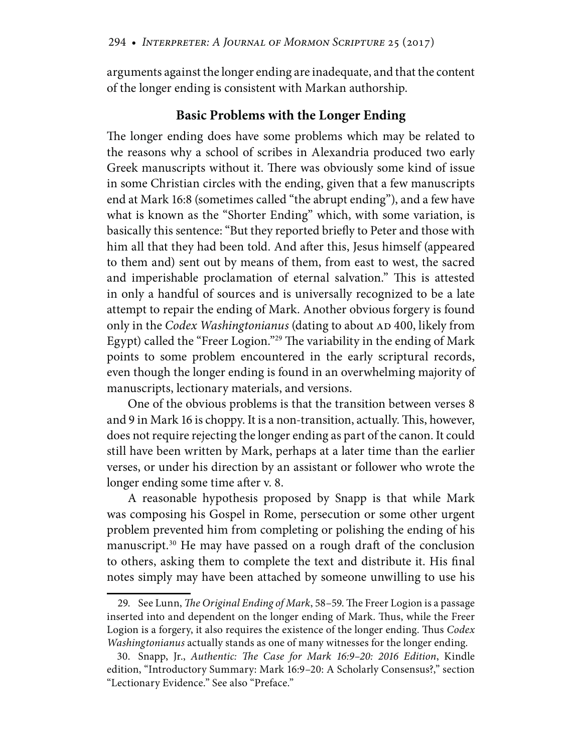arguments against the longer ending are inadequate, and that the content of the longer ending is consistent with Markan authorship.

## Basic Problems with the Longer Ending

The longer ending does have some problems which may be related to the reasons why a school of scribes in Alexandria produced two early Greek manuscripts without it. There was obviously some kind of issue in some Christian circles with the ending, given that a few manuscripts end at Mark 16:8 (sometimes called "the abrupt ending"), and a few have what is known as the "Shorter Ending" which, with some variation, is basically this sentence: "But they reported briefly to Peter and those with him all that they had been told. And after this, Jesus himself (appeared to them and) sent out by means of them, from east to west, the sacred and imperishable proclamation of eternal salvation." This is attested in only a handful of sources and is universally recognized to be a late attempt to repair the ending of Mark. Another obvious forgery is found only in the *Codex Washingtonianus* (dating to about AD 400, likely from Egypt) called the "Freer Logion."[29] The variability in the ending of Mark points to some problem encountered in the early scriptural records, even though the longer ending is found in an overwhelming majority of manuscripts, lectionary materials, and versions.

One of the obvious problems is that the transition between verses 8 and 9 in Mark 16 is choppy. It is a non-transition, actually. This, however, does not require rejecting the longer ending as part of the canon. It could still have been written by Mark, perhaps at a later time than the earlier verses, or under his direction by an assistant or follower who wrote the longer ending some time after v. 8.

A reasonable hypothesis proposed by Snapp is that while Mark was composing his Gospel in Rome, persecution or some other urgent problem prevented him from completing or polishing the ending of his manuscript.[30] He may have passed on a rough draft of the conclusion to others, asking them to complete the text and distribute it. His final notes simply may have been attached by someone unwilling to use his

---

29. See Lunn, *The Original Ending of Mark*, 58–59. The Freer Logion is a passage inserted into and dependent on the longer ending of Mark. Thus, while the Freer Logion is a forgery, it also requires the existence of the longer ending. Thus *Codex Washingtonianus* actually stands as one of many witnesses for the longer ending.

30. Snapp, Jr., *Authentic: The Case for Mark 16:9–20: 2016 Edition*, Kindle edition, "Introductory Summary: Mark 16:9–20: A Scholarly Consensus?," section "Lectionary Evidence." See also "Preface."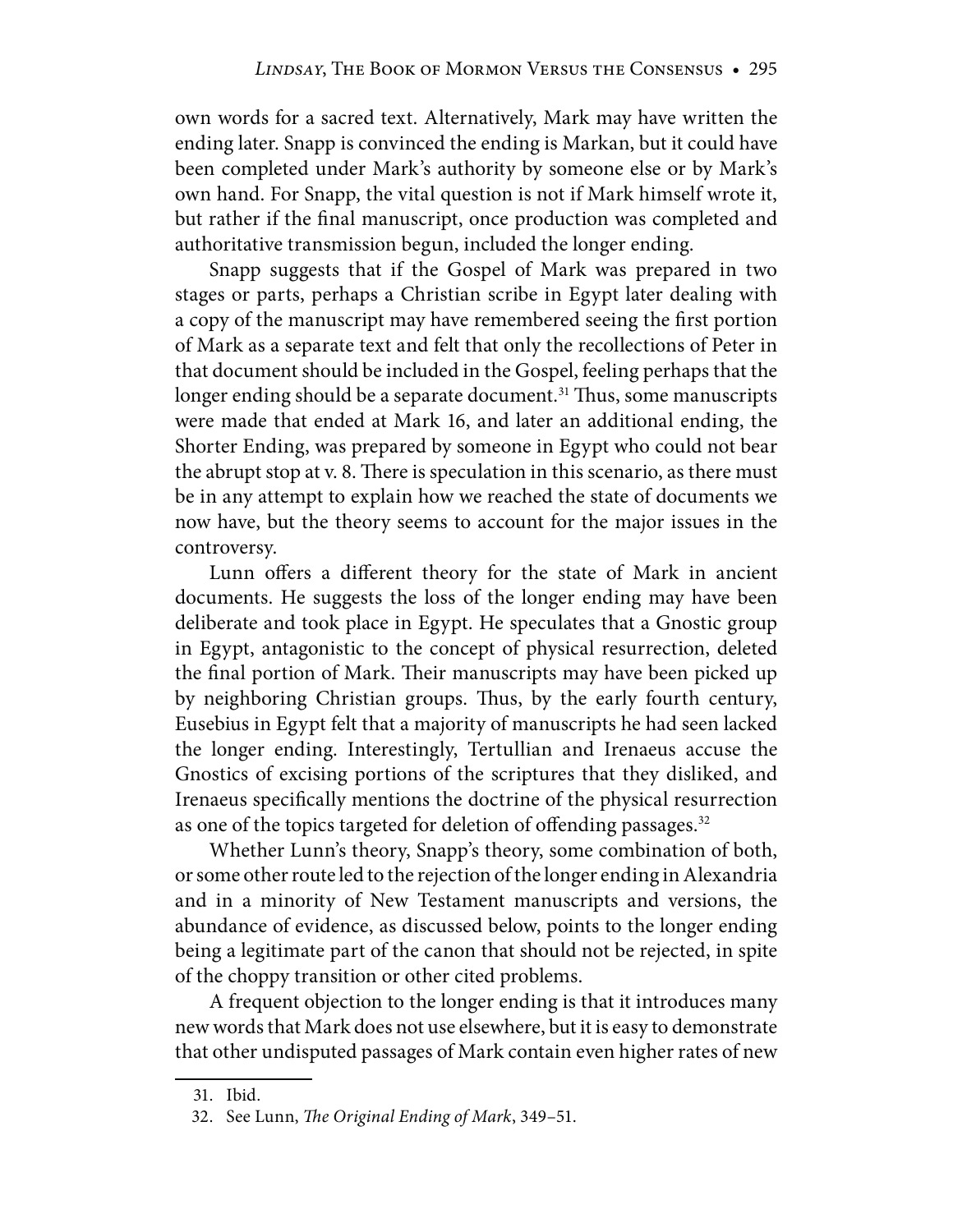own words for a sacred text. Alternatively, Mark may have written the ending later. Snapp is convinced the ending is Markan, but it could have been completed under Mark's authority by someone else or by Mark's own hand. For Snapp, the vital question is not if Mark himself wrote it, but rather if the final manuscript, once production was completed and authoritative transmission begun, included the longer ending.

Snapp suggests that if the Gospel of Mark was prepared in two stages or parts, perhaps a Christian scribe in Egypt later dealing with a copy of the manuscript may have remembered seeing the first portion of Mark as a separate text and felt that only the recollections of Peter in that document should be included in the Gospel, feeling perhaps that the longer ending should be a separate document.[31] Thus, some manuscripts were made that ended at Mark 16, and later an additional ending, the Shorter Ending, was prepared by someone in Egypt who could not bear the abrupt stop at v. 8. There is speculation in this scenario, as there must be in any attempt to explain how we reached the state of documents we now have, but the theory seems to account for the major issues in the controversy.

Lunn offers a different theory for the state of Mark in ancient documents. He suggests the loss of the longer ending may have been deliberate and took place in Egypt. He speculates that a Gnostic group in Egypt, antagonistic to the concept of physical resurrection, deleted the final portion of Mark. Their manuscripts may have been picked up by neighboring Christian groups. Thus, by the early fourth century, Eusebius in Egypt felt that a majority of manuscripts he had seen lacked the longer ending. Interestingly, Tertullian and Irenaeus accuse the Gnostics of excising portions of the scriptures that they disliked, and Irenaeus specifically mentions the doctrine of the physical resurrection as one of the topics targeted for deletion of offending passages.[32]

Whether Lunn's theory, Snapp's theory, some combination of both, or some other route led to the rejection of the longer ending in Alexandria and in a minority of New Testament manuscripts and versions, the abundance of evidence, as discussed below, points to the longer ending being a legitimate part of the canon that should not be rejected, in spite of the choppy transition or other cited problems.

A frequent objection to the longer ending is that it introduces many new words that Mark does not use elsewhere, but it is easy to demonstrate that other undisputed passages of Mark contain even higher rates of new

---

31. Ibid.

32. See Lunn, *The Original Ending of Mark*, 349–51.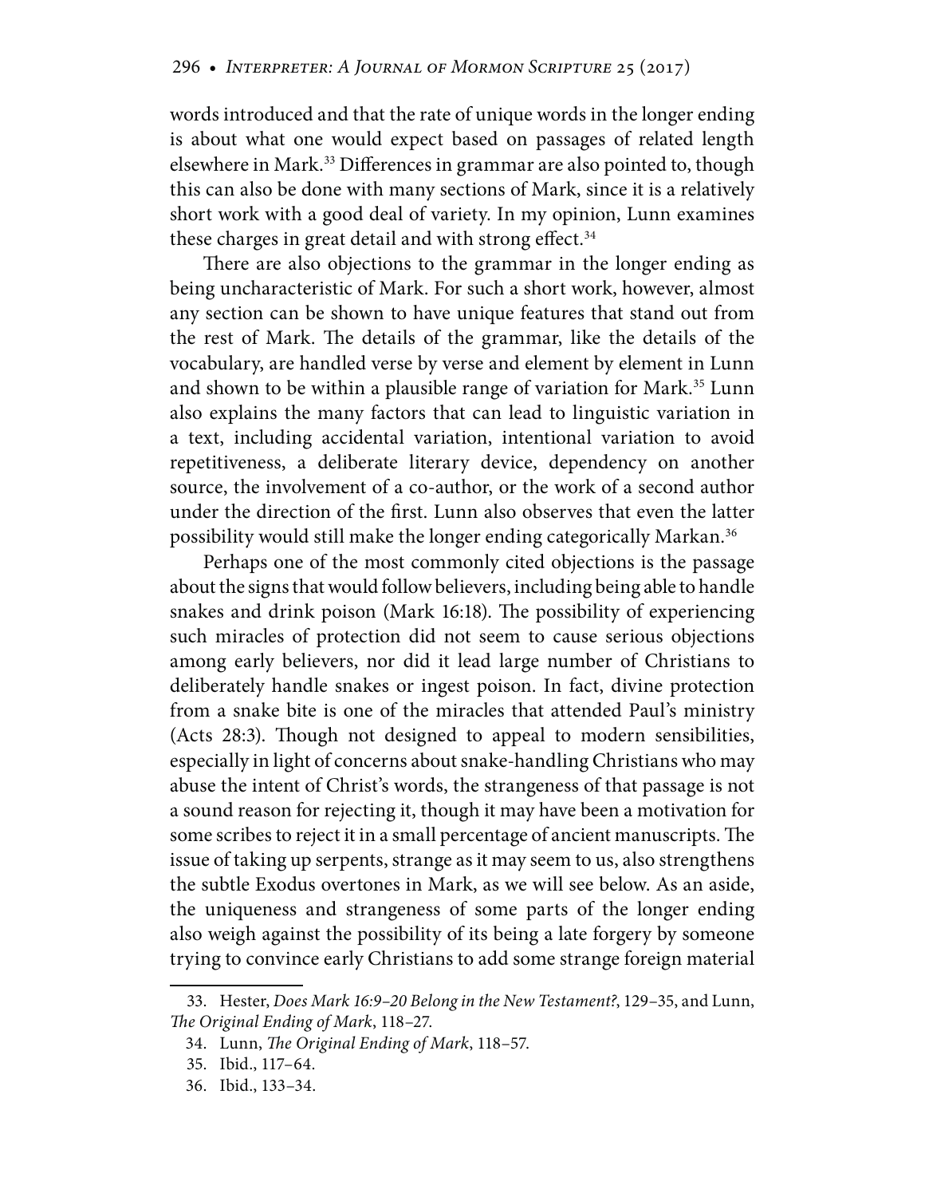words introduced and that the rate of unique words in the longer ending is about what one would expect based on passages of related length elsewhere in Mark.[33] Differences in grammar are also pointed to, though this can also be done with many sections of Mark, since it is a relatively short work with a good deal of variety. In my opinion, Lunn examines these charges in great detail and with strong effect.[34]

There are also objections to the grammar in the longer ending as being uncharacteristic of Mark. For such a short work, however, almost any section can be shown to have unique features that stand out from the rest of Mark. The details of the grammar, like the details of the vocabulary, are handled verse by verse and element by element in Lunn and shown to be within a plausible range of variation for Mark.[35] Lunn also explains the many factors that can lead to linguistic variation in a text, including accidental variation, intentional variation to avoid repetitiveness, a deliberate literary device, dependency on another source, the involvement of a co-author, or the work of a second author under the direction of the first. Lunn also observes that even the latter possibility would still make the longer ending categorically Markan.[36]

Perhaps one of the most commonly cited objections is the passage about the signs that would follow believers, including being able to handle snakes and drink poison (Mark 16:18). The possibility of experiencing such miracles of protection did not seem to cause serious objections among early believers, nor did it lead large number of Christians to deliberately handle snakes or ingest poison. In fact, divine protection from a snake bite is one of the miracles that attended Paul's ministry (Acts 28:3). Though not designed to appeal to modern sensibilities, especially in light of concerns about snake-handling Christians who may abuse the intent of Christ's words, the strangeness of that passage is not a sound reason for rejecting it, though it may have been a motivation for some scribes to reject it in a small percentage of ancient manuscripts. The issue of taking up serpents, strange as it may seem to us, also strengthens the subtle Exodus overtones in Mark, as we will see below. As an aside, the uniqueness and strangeness of some parts of the longer ending also weigh against the possibility of its being a late forgery by someone trying to convince early Christians to add some strange foreign material

---

33. Hester, *Does Mark 16:9–20 Belong in the New Testament?*, 129–35, and Lunn, *The Original Ending of Mark*, 118–27.

34. Lunn, *The Original Ending of Mark*, 118–57.

35. Ibid., 117–64.

36. Ibid., 133–34.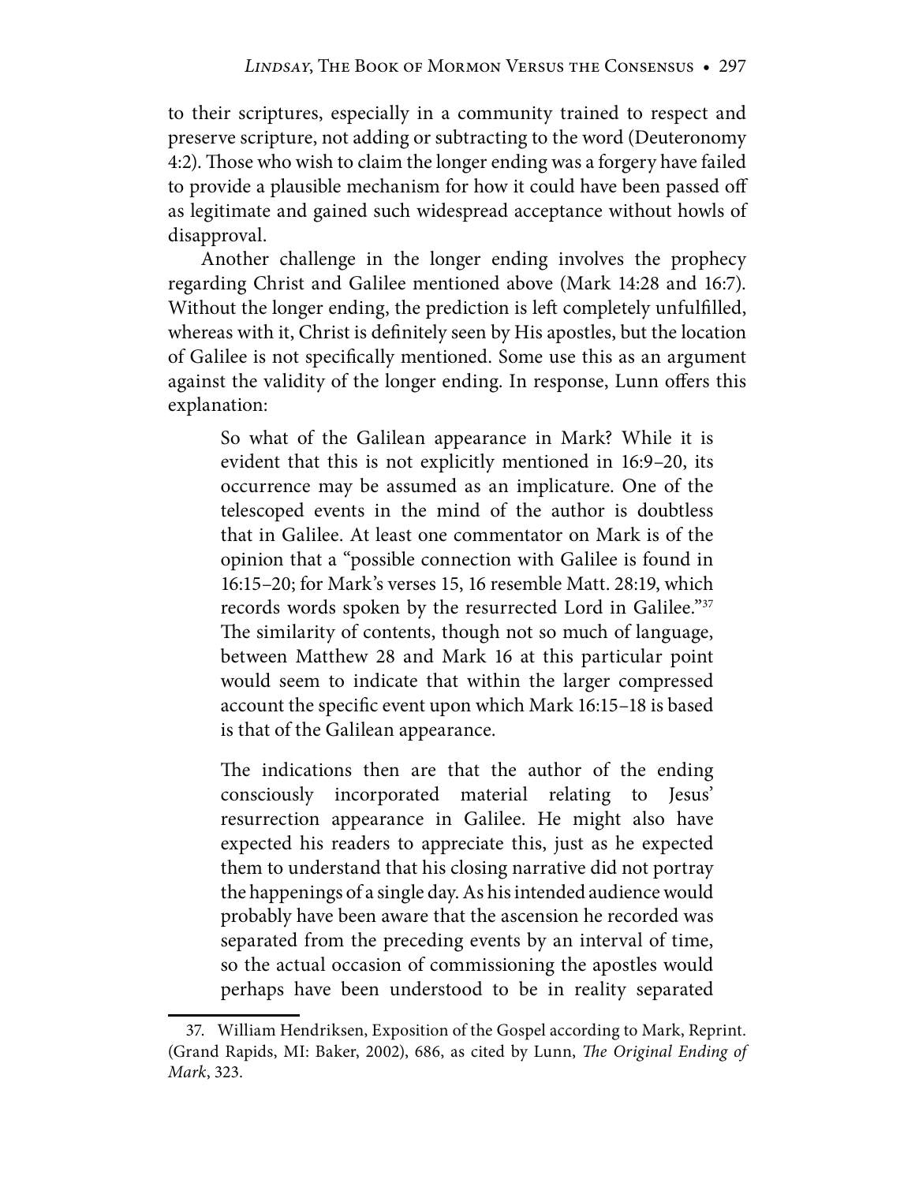to their scriptures, especially in a community trained to respect and preserve scripture, not adding or subtracting to the word (Deuteronomy 4:2). Those who wish to claim the longer ending was a forgery have failed to provide a plausible mechanism for how it could have been passed off as legitimate and gained such widespread acceptance without howls of disapproval.

Another challenge in the longer ending involves the prophecy regarding Christ and Galilee mentioned above (Mark 14:28 and 16:7). Without the longer ending, the prediction is left completely unfulfilled, whereas with it, Christ is definitely seen by His apostles, but the location of Galilee is not specifically mentioned. Some use this as an argument against the validity of the longer ending. In response, Lunn offers this explanation:

> So what of the Galilean appearance in Mark? While it is evident that this is not explicitly mentioned in 16:9–20, its occurrence may be assumed as an implicature. One of the telescoped events in the mind of the author is doubtless that in Galilee. At least one commentator on Mark is of the opinion that a "possible connection with Galilee is found in 16:15–20; for Mark's verses 15, 16 resemble Matt. 28:19, which records words spoken by the resurrected Lord in Galilee."[37] The similarity of contents, though not so much of language, between Matthew 28 and Mark 16 at this particular point would seem to indicate that within the larger compressed account the specific event upon which Mark 16:15–18 is based is that of the Galilean appearance.
>
> The indications then are that the author of the ending consciously incorporated material relating to Jesus' resurrection appearance in Galilee. He might also have expected his readers to appreciate this, just as he expected them to understand that his closing narrative did not portray the happenings of a single day. As his intended audience would probably have been aware that the ascension he recorded was separated from the preceding events by an interval of time, so the actual occasion of commissioning the apostles would perhaps have been understood to be in reality separated

37. William Hendriksen, Exposition of the Gospel according to Mark, Reprint. (Grand Rapids, MI: Baker, 2002), 686, as cited by Lunn, *The Original Ending of Mark*, 323.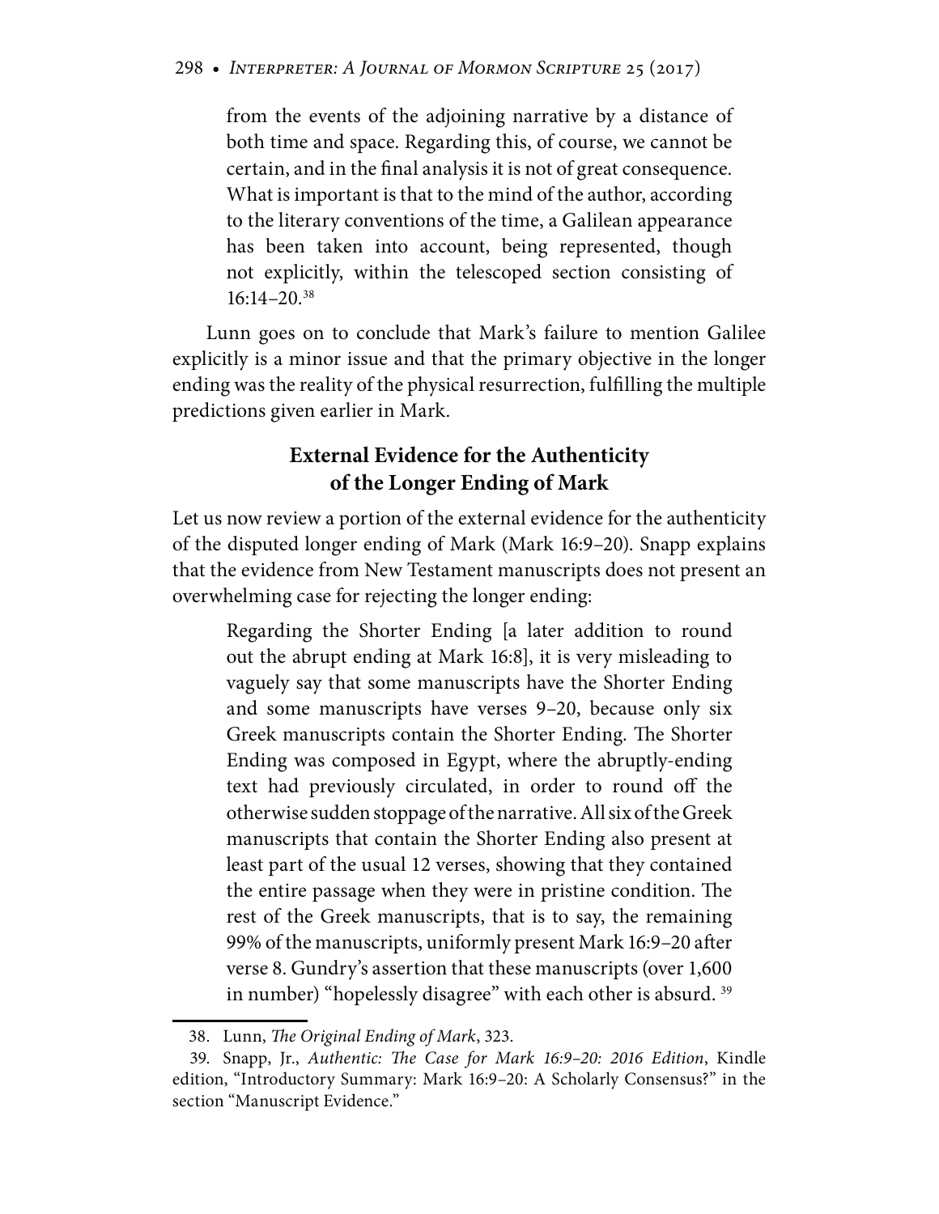> from the events of the adjoining narrative by a distance of both time and space. Regarding this, of course, we cannot be certain, and in the final analysis it is not of great consequence. What is important is that to the mind of the author, according to the literary conventions of the time, a Galilean appearance has been taken into account, being represented, though not explicitly, within the telescoped section consisting of 16:14–20.[38]

Lunn goes on to conclude that Mark's failure to mention Galilee explicitly is a minor issue and that the primary objective in the longer ending was the reality of the physical resurrection, fulfilling the multiple predictions given earlier in Mark.

## External Evidence for the Authenticity of the Longer Ending of Mark

Let us now review a portion of the external evidence for the authenticity of the disputed longer ending of Mark (Mark 16:9–20). Snapp explains that the evidence from New Testament manuscripts does not present an overwhelming case for rejecting the longer ending:

> Regarding the Shorter Ending [a later addition to round out the abrupt ending at Mark 16:8], it is very misleading to vaguely say that some manuscripts have the Shorter Ending and some manuscripts have verses 9–20, because only six Greek manuscripts contain the Shorter Ending. The Shorter Ending was composed in Egypt, where the abruptly-ending text had previously circulated, in order to round off the otherwise sudden stoppage of the narrative. All six of the Greek manuscripts that contain the Shorter Ending also present at least part of the usual 12 verses, showing that they contained the entire passage when they were in pristine condition. The rest of the Greek manuscripts, that is to say, the remaining 99% of the manuscripts, uniformly present Mark 16:9–20 after verse 8. Gundry's assertion that these manuscripts (over 1,600 in number) "hopelessly disagree" with each other is absurd.[39]

---

38. Lunn, *The Original Ending of Mark*, 323.

39. Snapp, Jr., *Authentic: The Case for Mark 16:9–20: 2016 Edition*, Kindle edition, "Introductory Summary: Mark 16:9–20: A Scholarly Consensus?" in the section "Manuscript Evidence."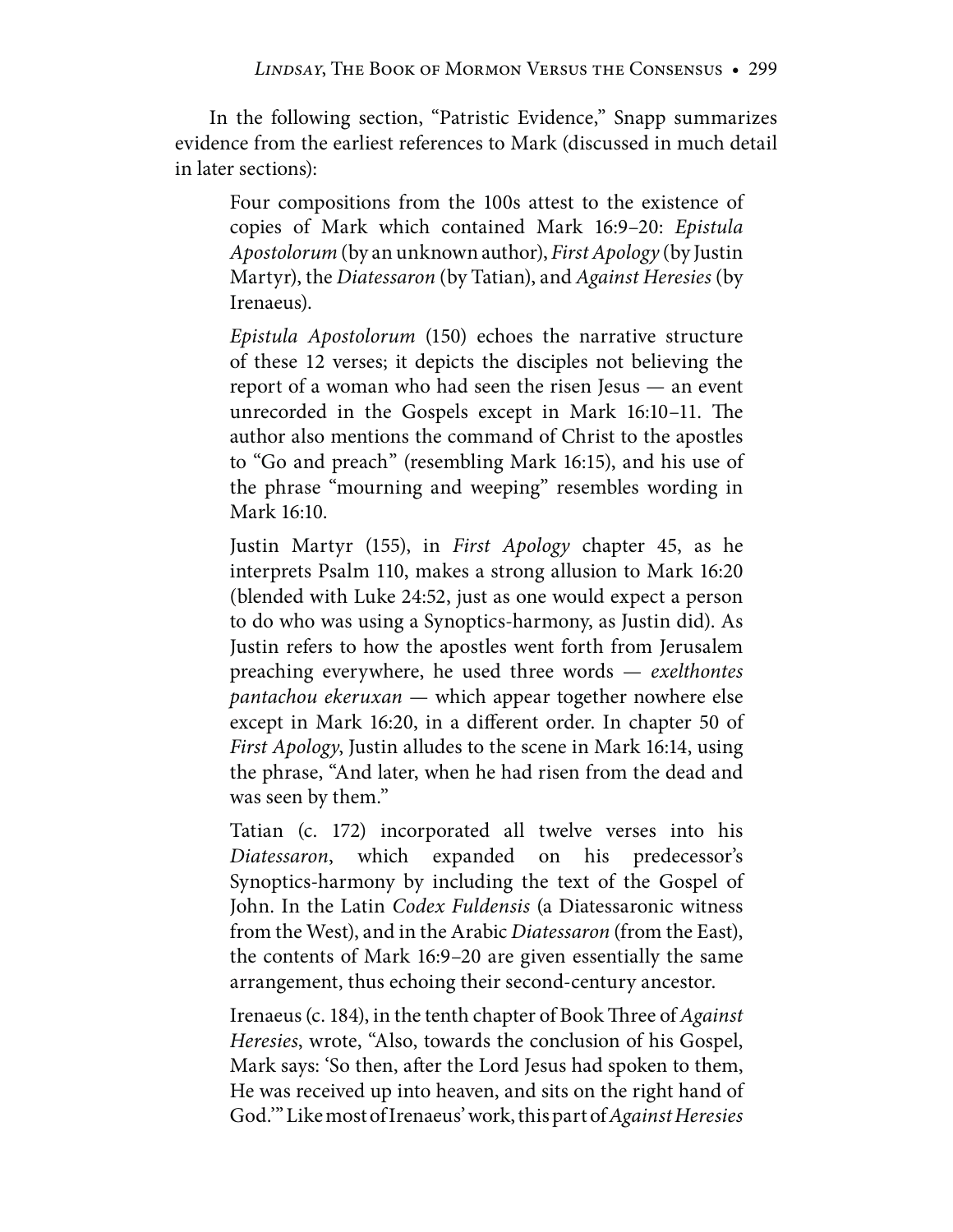In the following section, "Patristic Evidence," Snapp summarizes evidence from the earliest references to Mark (discussed in much detail in later sections):

> Four compositions from the 100s attest to the existence of copies of Mark which contained Mark 16:9–20: *Epistula Apostolorum* (by an unknown author), *First Apology* (by Justin Martyr), the *Diatessaron* (by Tatian), and *Against Heresies* (by Irenaeus).
>
> *Epistula Apostolorum* (150) echoes the narrative structure of these 12 verses; it depicts the disciples not believing the report of a woman who had seen the risen Jesus — an event unrecorded in the Gospels except in Mark 16:10–11. The author also mentions the command of Christ to the apostles to "Go and preach" (resembling Mark 16:15), and his use of the phrase "mourning and weeping" resembles wording in Mark 16:10.
>
> Justin Martyr (155), in *First Apology* chapter 45, as he interprets Psalm 110, makes a strong allusion to Mark 16:20 (blended with Luke 24:52, just as one would expect a person to do who was using a Synoptics-harmony, as Justin did). As Justin refers to how the apostles went forth from Jerusalem preaching everywhere, he used three words — *exelthontes pantachou ekeruxan* — which appear together nowhere else except in Mark 16:20, in a different order. In chapter 50 of *First Apology*, Justin alludes to the scene in Mark 16:14, using the phrase, "And later, when he had risen from the dead and was seen by them."
>
> Tatian (c. 172) incorporated all twelve verses into his *Diatessaron*, which expanded on his predecessor's Synoptics-harmony by including the text of the Gospel of John. In the Latin *Codex Fuldensis* (a Diatessaronic witness from the West), and in the Arabic *Diatessaron* (from the East), the contents of Mark 16:9–20 are given essentially the same arrangement, thus echoing their second-century ancestor.
>
> Irenaeus (c. 184), in the tenth chapter of Book Three of *Against Heresies*, wrote, "Also, towards the conclusion of his Gospel, Mark says: 'So then, after the Lord Jesus had spoken to them, He was received up into heaven, and sits on the right hand of God.'" Like most of Irenaeus' work, this part of *Against Heresies*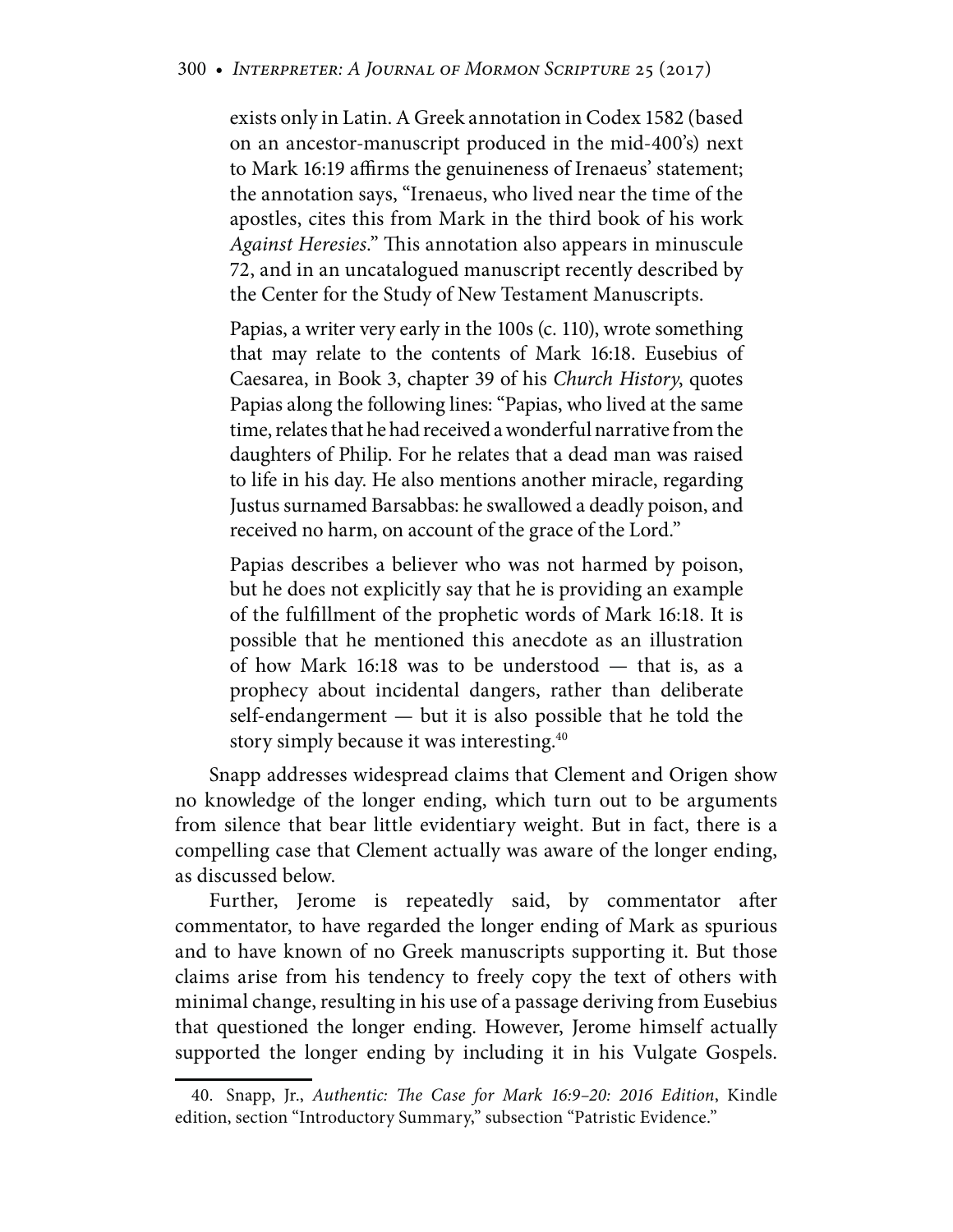> exists only in Latin. A Greek annotation in Codex 1582 (based on an ancestor-manuscript produced in the mid-400's) next to Mark 16:19 affirms the genuineness of Irenaeus' statement; the annotation says, "Irenaeus, who lived near the time of the apostles, cites this from Mark in the third book of his work *Against Heresies*." This annotation also appears in minuscule 72, and in an uncatalogued manuscript recently described by the Center for the Study of New Testament Manuscripts.
>
> Papias, a writer very early in the 100s (c. 110), wrote something that may relate to the contents of Mark 16:18. Eusebius of Caesarea, in Book 3, chapter 39 of his *Church History*, quotes Papias along the following lines: "Papias, who lived at the same time, relates that he had received a wonderful narrative from the daughters of Philip. For he relates that a dead man was raised to life in his day. He also mentions another miracle, regarding Justus surnamed Barsabbas: he swallowed a deadly poison, and received no harm, on account of the grace of the Lord."
>
> Papias describes a believer who was not harmed by poison, but he does not explicitly say that he is providing an example of the fulfillment of the prophetic words of Mark 16:18. It is possible that he mentioned this anecdote as an illustration of how Mark 16:18 was to be understood — that is, as a prophecy about incidental dangers, rather than deliberate self-endangerment — but it is also possible that he told the story simply because it was interesting.[40]

Snapp addresses widespread claims that Clement and Origen show no knowledge of the longer ending, which turn out to be arguments from silence that bear little evidentiary weight. But in fact, there is a compelling case that Clement actually was aware of the longer ending, as discussed below.

Further, Jerome is repeatedly said, by commentator after commentator, to have regarded the longer ending of Mark as spurious and to have known of no Greek manuscripts supporting it. But those claims arise from his tendency to freely copy the text of others with minimal change, resulting in his use of a passage deriving from Eusebius that questioned the longer ending. However, Jerome himself actually supported the longer ending by including it in his Vulgate Gospels.

---

40. Snapp, Jr., *Authentic: The Case for Mark 16:9–20: 2016 Edition*, Kindle edition, section "Introductory Summary," subsection "Patristic Evidence."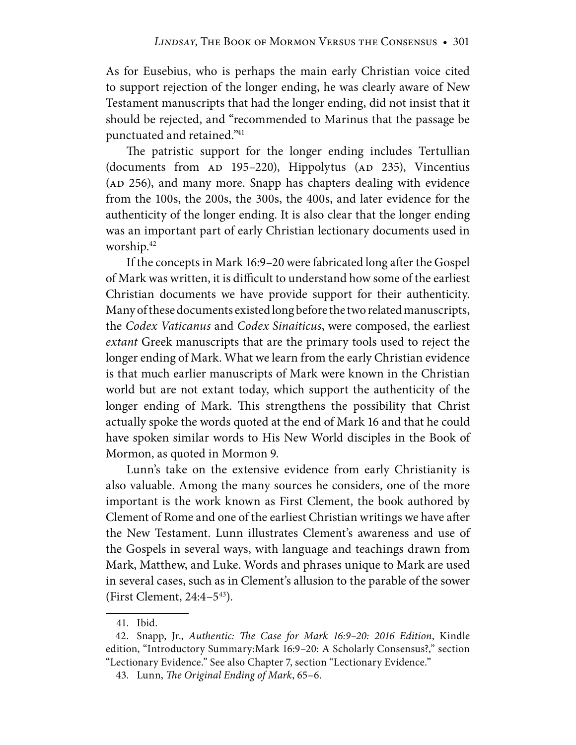As for Eusebius, who is perhaps the main early Christian voice cited to support rejection of the longer ending, he was clearly aware of New Testament manuscripts that had the longer ending, did not insist that it should be rejected, and "recommended to Marinus that the passage be punctuated and retained."[41]

The patristic support for the longer ending includes Tertullian (documents from AD 195–220), Hippolytus (AD 235), Vincentius (AD 256), and many more. Snapp has chapters dealing with evidence from the 100s, the 200s, the 300s, the 400s, and later evidence for the authenticity of the longer ending. It is also clear that the longer ending was an important part of early Christian lectionary documents used in worship.[42]

If the concepts in Mark 16:9–20 were fabricated long after the Gospel of Mark was written, it is difficult to understand how some of the earliest Christian documents we have provide support for their authenticity. Many of these documents existed long before the two related manuscripts, the *Codex Vaticanus* and *Codex Sinaiticus*, were composed, the earliest *extant* Greek manuscripts that are the primary tools used to reject the longer ending of Mark. What we learn from the early Christian evidence is that much earlier manuscripts of Mark were known in the Christian world but are not extant today, which support the authenticity of the longer ending of Mark. This strengthens the possibility that Christ actually spoke the words quoted at the end of Mark 16 and that he could have spoken similar words to His New World disciples in the Book of Mormon, as quoted in Mormon 9.

Lunn's take on the extensive evidence from early Christianity is also valuable. Among the many sources he considers, one of the more important is the work known as First Clement, the book authored by Clement of Rome and one of the earliest Christian writings we have after the New Testament. Lunn illustrates Clement's awareness and use of the Gospels in several ways, with language and teachings drawn from Mark, Matthew, and Luke. Words and phrases unique to Mark are used in several cases, such as in Clement's allusion to the parable of the sower (First Clement, 24:4–5[43]).

---

41. Ibid.

42. Snapp, Jr., *Authentic: The Case for Mark 16:9–20: 2016 Edition*, Kindle edition, "Introductory Summary:Mark 16:9–20: A Scholarly Consensus?," section "Lectionary Evidence." See also Chapter 7, section "Lectionary Evidence."

43. Lunn, *The Original Ending of Mark*, 65–6.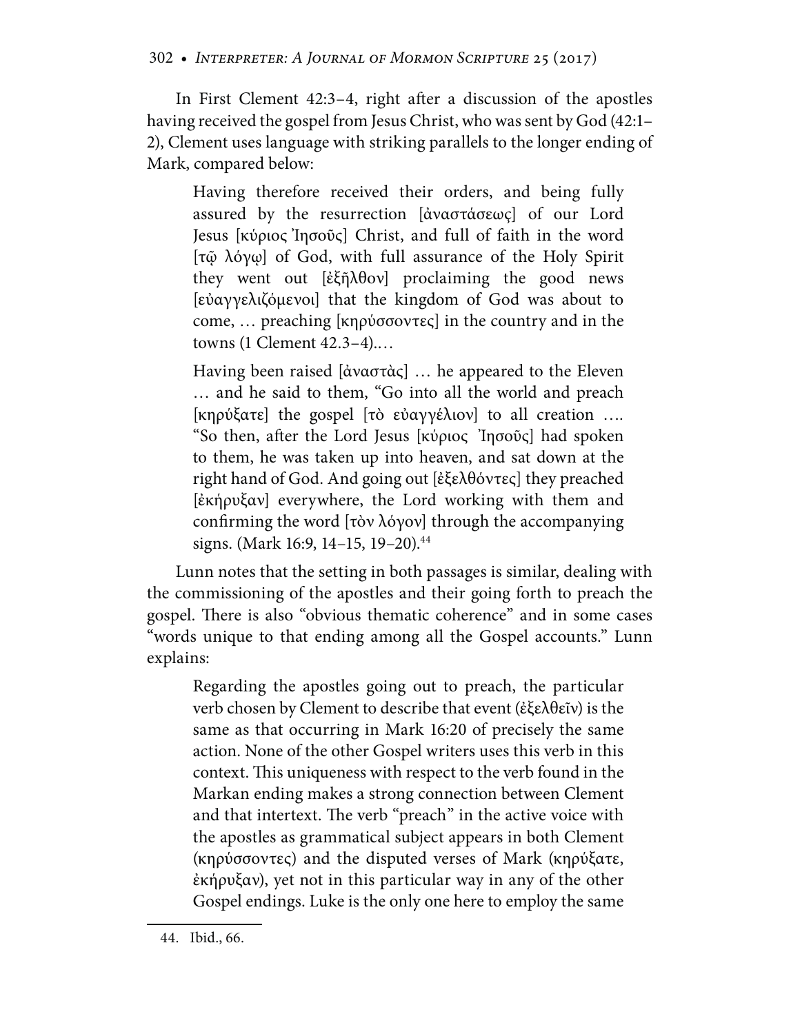In First Clement 42:3–4, right after a discussion of the apostles having received the gospel from Jesus Christ, who was sent by God (42:1–2), Clement uses language with striking parallels to the longer ending of Mark, compared below:

> Having therefore received their orders, and being fully assured by the resurrection [ἀναστάσεως] of our Lord Jesus [κύριος Ἰησοῦς] Christ, and full of faith in the word [τῷ λόγῳ] of God, with full assurance of the Holy Spirit they went out [ἐξῆλθον] proclaiming the good news [εὐαγγελιζόμενοι] that the kingdom of God was about to come, … preaching [κηρύσσοντες] in the country and in the towns (1 Clement 42.3–4).…
>
> Having been raised [ἀναστὰς] … he appeared to the Eleven … and he said to them, "Go into all the world and preach [κηρύξατε] the gospel [τὸ εὐαγγέλιον] to all creation …. "So then, after the Lord Jesus [κύριος Ἰησοῦς] had spoken to them, he was taken up into heaven, and sat down at the right hand of God. And going out [ἐξελθόντες] they preached [ἐκήρυξαν] everywhere, the Lord working with them and confirming the word [τὸν λόγον] through the accompanying signs. (Mark 16:9, 14–15, 19–20).[44]

Lunn notes that the setting in both passages is similar, dealing with the commissioning of the apostles and their going forth to preach the gospel. There is also "obvious thematic coherence" and in some cases "words unique to that ending among all the Gospel accounts." Lunn explains:

> Regarding the apostles going out to preach, the particular verb chosen by Clement to describe that event (ἐξελθεῖν) is the same as that occurring in Mark 16:20 of precisely the same action. None of the other Gospel writers uses this verb in this context. This uniqueness with respect to the verb found in the Markan ending makes a strong connection between Clement and that intertext. The verb "preach" in the active voice with the apostles as grammatical subject appears in both Clement (κηρύσσοντες) and the disputed verses of Mark (κηρύξατε, ἐκήρυξαν), yet not in this particular way in any of the other Gospel endings. Luke is the only one here to employ the same

44. Ibid., 66.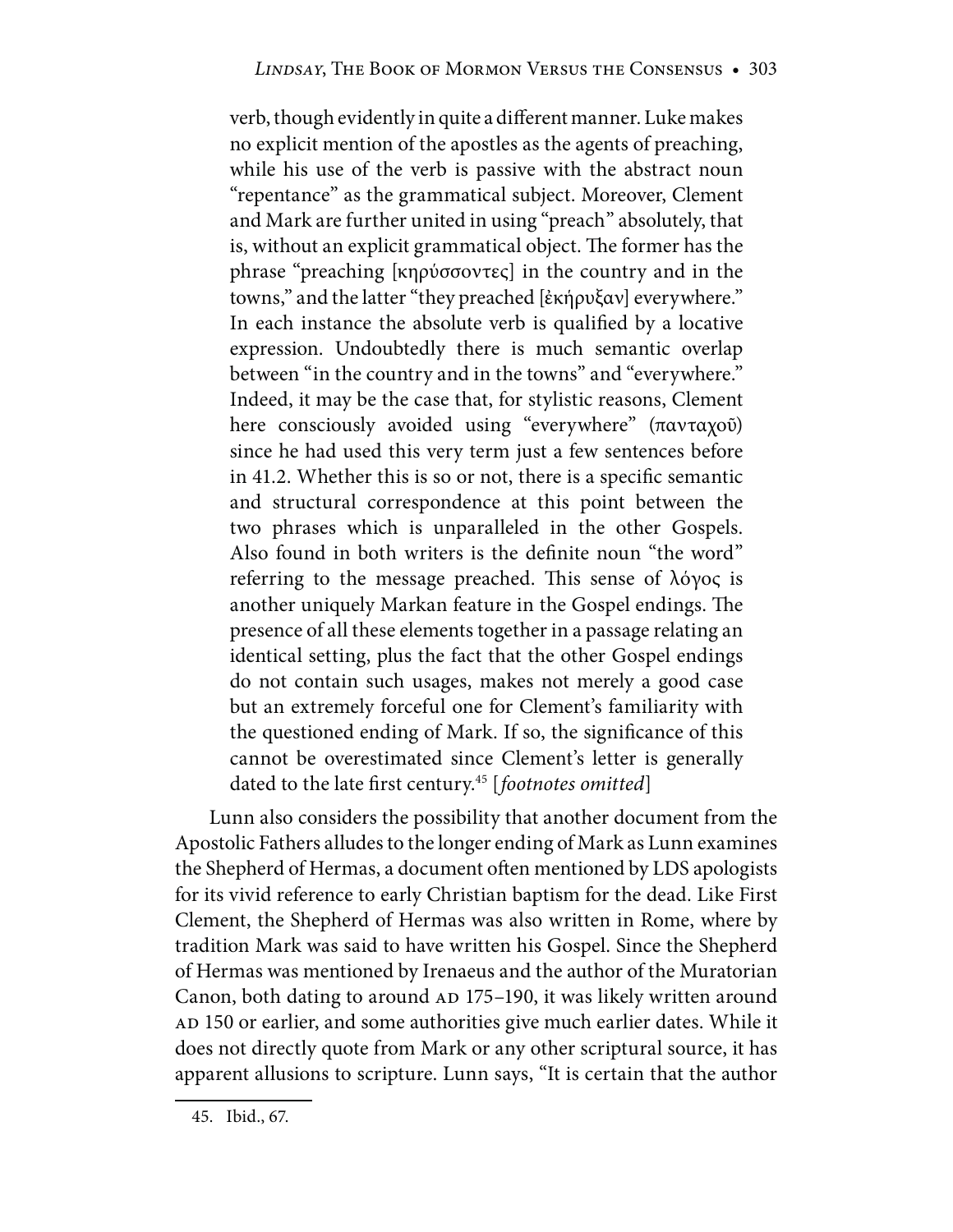> verb, though evidently in quite a different manner. Luke makes no explicit mention of the apostles as the agents of preaching, while his use of the verb is passive with the abstract noun "repentance" as the grammatical subject. Moreover, Clement and Mark are further united in using "preach" absolutely, that is, without an explicit grammatical object. The former has the phrase "preaching [κηρύσσοντες] in the country and in the towns," and the latter "they preached [ἐκήρυξαν] everywhere." In each instance the absolute verb is qualified by a locative expression. Undoubtedly there is much semantic overlap between "in the country and in the towns" and "everywhere." Indeed, it may be the case that, for stylistic reasons, Clement here consciously avoided using "everywhere" (πανταχοῦ) since he had used this very term just a few sentences before in 41.2. Whether this is so or not, there is a specific semantic and structural correspondence at this point between the two phrases which is unparalleled in the other Gospels. Also found in both writers is the definite noun "the word" referring to the message preached. This sense of λόγος is another uniquely Markan feature in the Gospel endings. The presence of all these elements together in a passage relating an identical setting, plus the fact that the other Gospel endings do not contain such usages, makes not merely a good case but an extremely forceful one for Clement's familiarity with the questioned ending of Mark. If so, the significance of this cannot be overestimated since Clement's letter is generally dated to the late first century.[45] [*footnotes omitted*]

Lunn also considers the possibility that another document from the Apostolic Fathers alludes to the longer ending of Mark as Lunn examines the Shepherd of Hermas, a document often mentioned by LDS apologists for its vivid reference to early Christian baptism for the dead. Like First Clement, the Shepherd of Hermas was also written in Rome, where by tradition Mark was said to have written his Gospel. Since the Shepherd of Hermas was mentioned by Irenaeus and the author of the Muratorian Canon, both dating to around AD 175–190, it was likely written around AD 150 or earlier, and some authorities give much earlier dates. While it does not directly quote from Mark or any other scriptural source, it has apparent allusions to scripture. Lunn says, "It is certain that the author

45. Ibid., 67.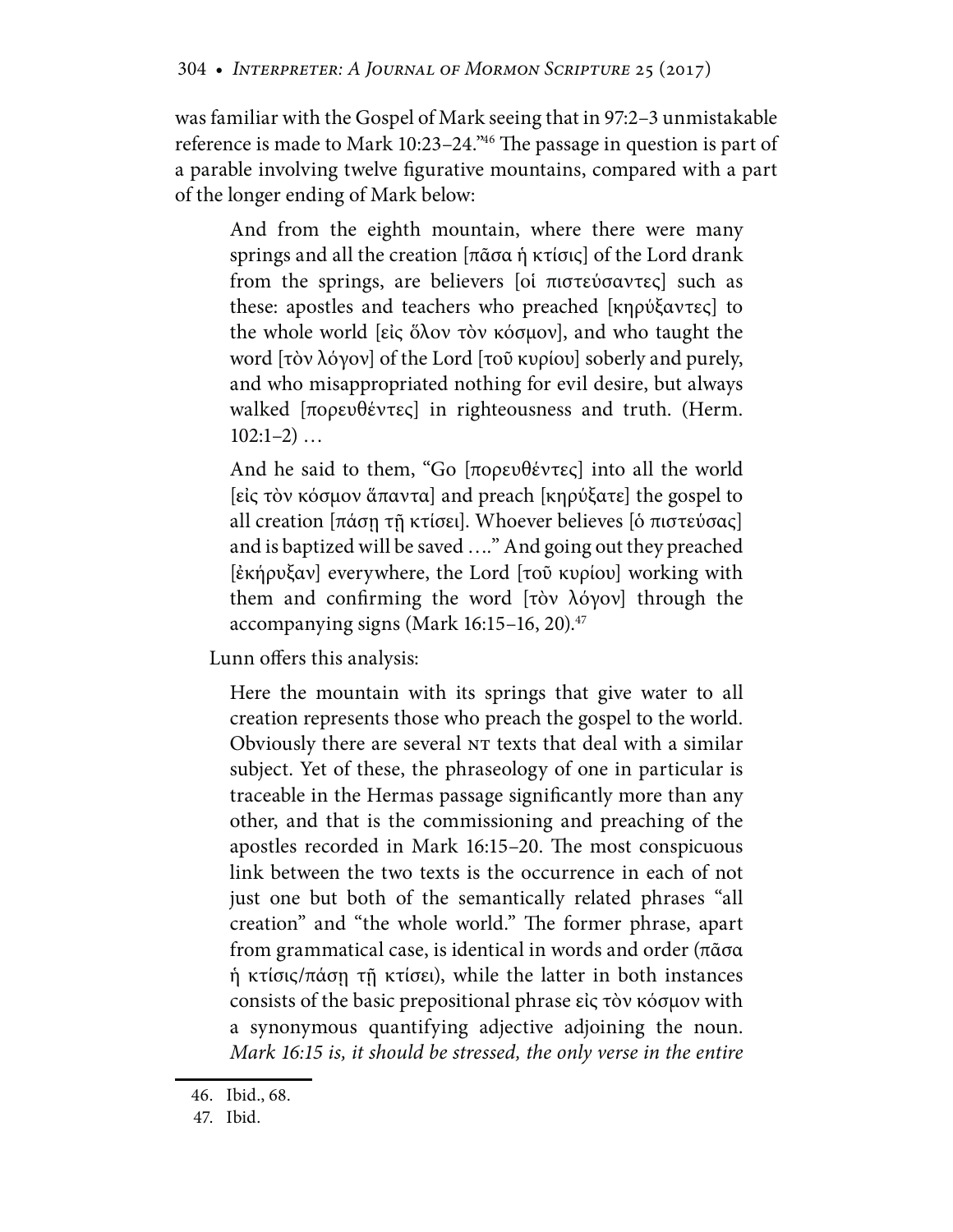was familiar with the Gospel of Mark seeing that in 97:2–3 unmistakable reference is made to Mark 10:23–24."[46] The passage in question is part of a parable involving twelve figurative mountains, compared with a part of the longer ending of Mark below:

> And from the eighth mountain, where there were many springs and all the creation [πᾶσα ἡ κτίσις] of the Lord drank from the springs, are believers [οἱ πιστεύσαντες] such as these: apostles and teachers who preached [κηρύξαντες] to the whole world [εἰς ὅλον τὸν κόσμον], and who taught the word [τὸν λόγον] of the Lord [τοῦ κυρίου] soberly and purely, and who misappropriated nothing for evil desire, but always walked [πορευθέντες] in righteousness and truth. (Herm. 102:1–2) …
>
> And he said to them, "Go [πορευθέντες] into all the world [εἰς τὸν κόσμον ἅπαντα] and preach [κηρύξατε] the gospel to all creation [πάσῃ τῇ κτίσει]. Whoever believes [ὁ πιστεύσας] and is baptized will be saved …." And going out they preached [ἐκήρυξαν] everywhere, the Lord [τοῦ κυρίου] working with them and confirming the word [τὸν λόγον] through the accompanying signs (Mark 16:15–16, 20).[47]

Lunn offers this analysis:

> Here the mountain with its springs that give water to all creation represents those who preach the gospel to the world. Obviously there are several NT texts that deal with a similar subject. Yet of these, the phraseology of one in particular is traceable in the Hermas passage significantly more than any other, and that is the commissioning and preaching of the apostles recorded in Mark 16:15–20. The most conspicuous link between the two texts is the occurrence in each of not just one but both of the semantically related phrases "all creation" and "the whole world." The former phrase, apart from grammatical case, is identical in words and order (πᾶσα ἡ κτίσις/πάσῃ τῇ κτίσει), while the latter in both instances consists of the basic prepositional phrase εἰς τὸν κόσμον with a synonymous quantifying adjective adjoining the noun. *Mark 16:15 is, it should be stressed, the only verse in the entire*

46. Ibid., 68.

47. Ibid.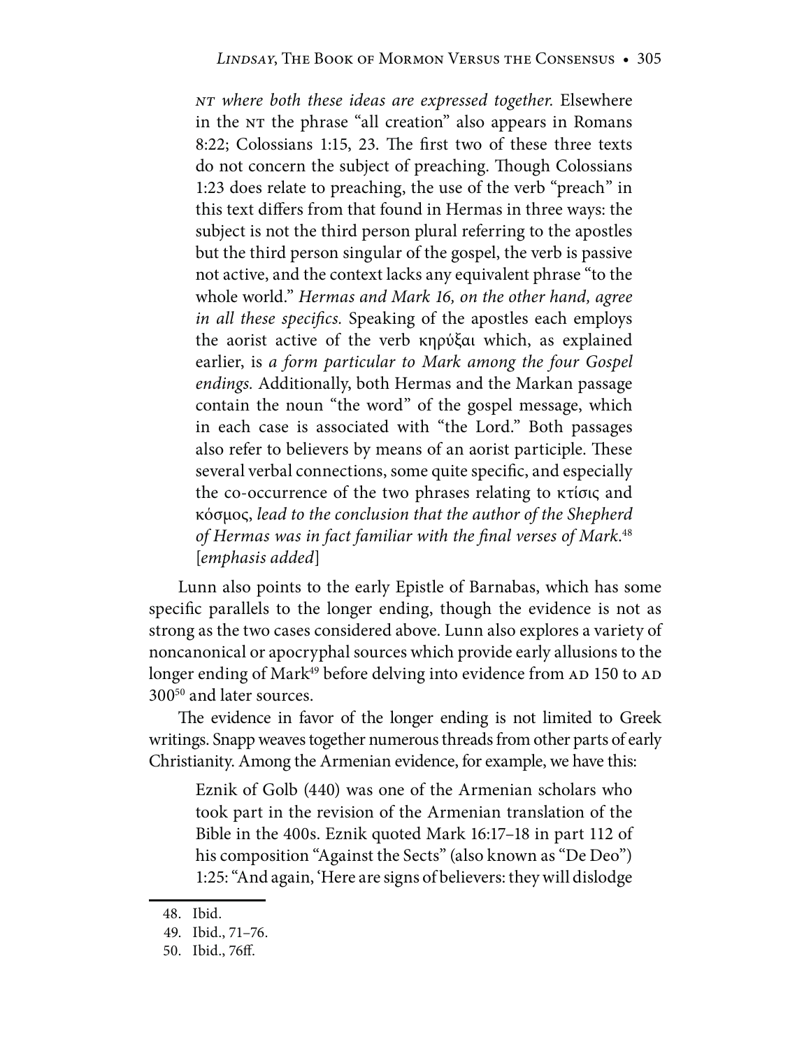*NT where both these ideas are expressed together*. Elsewhere in the NT the phrase "all creation" also appears in Romans 8:22; Colossians 1:15, 23. The first two of these three texts do not concern the subject of preaching. Though Colossians 1:23 does relate to preaching, the use of the verb "preach" in this text differs from that found in Hermas in three ways: the subject is not the third person plural referring to the apostles but the third person singular of the gospel, the verb is passive not active, and the context lacks any equivalent phrase "to the whole world." *Hermas and Mark 16, on the other hand, agree in all these specifics.* Speaking of the apostles each employs the aorist active of the verb κηρύξαι which, as explained earlier, is *a form particular to Mark among the four Gospel endings.* Additionally, both Hermas and the Markan passage contain the noun "the word" of the gospel message, which in each case is associated with "the Lord." Both passages also refer to believers by means of an aorist participle. These several verbal connections, some quite specific, and especially the co-occurrence of the two phrases relating to κτίσις and κόσμος, *lead to the conclusion that the author of the Shepherd of Hermas was in fact familiar with the final verses of Mark.*[48] [*emphasis added*]

Lunn also points to the early Epistle of Barnabas, which has some specific parallels to the longer ending, though the evidence is not as strong as the two cases considered above. Lunn also explores a variety of noncanonical or apocryphal sources which provide early allusions to the longer ending of Mark[49] before delving into evidence from AD 150 to AD 300[50] and later sources.

The evidence in favor of the longer ending is not limited to Greek writings. Snapp weaves together numerous threads from other parts of early Christianity. Among the Armenian evidence, for example, we have this:

> Eznik of Golb (440) was one of the Armenian scholars who took part in the revision of the Armenian translation of the Bible in the 400s. Eznik quoted Mark 16:17–18 in part 112 of his composition "Against the Sects" (also known as "De Deo") 1:25: "And again, 'Here are signs of believers: they will dislodge

48. Ibid.
49. Ibid., 71–76.
50. Ibid., 76ff.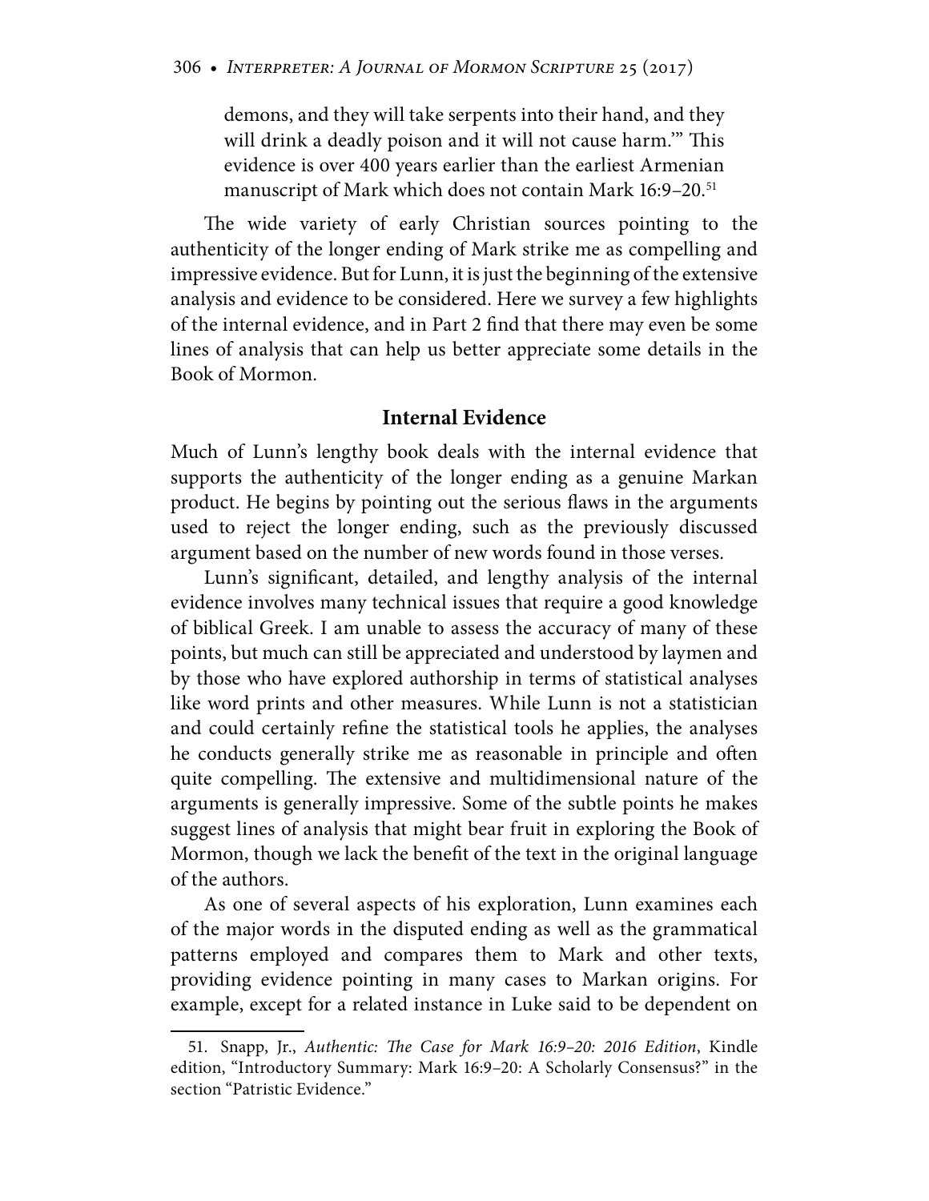> demons, and they will take serpents into their hand, and they will drink a deadly poison and it will not cause harm.'" This evidence is over 400 years earlier than the earliest Armenian manuscript of Mark which does not contain Mark 16:9–20.[51]

The wide variety of early Christian sources pointing to the authenticity of the longer ending of Mark strike me as compelling and impressive evidence. But for Lunn, it is just the beginning of the extensive analysis and evidence to be considered. Here we survey a few highlights of the internal evidence, and in Part 2 find that there may even be some lines of analysis that can help us better appreciate some details in the Book of Mormon.

## Internal Evidence

Much of Lunn's lengthy book deals with the internal evidence that supports the authenticity of the longer ending as a genuine Markan product. He begins by pointing out the serious flaws in the arguments used to reject the longer ending, such as the previously discussed argument based on the number of new words found in those verses.

Lunn's significant, detailed, and lengthy analysis of the internal evidence involves many technical issues that require a good knowledge of biblical Greek. I am unable to assess the accuracy of many of these points, but much can still be appreciated and understood by laymen and by those who have explored authorship in terms of statistical analyses like word prints and other measures. While Lunn is not a statistician and could certainly refine the statistical tools he applies, the analyses he conducts generally strike me as reasonable in principle and often quite compelling. The extensive and multidimensional nature of the arguments is generally impressive. Some of the subtle points he makes suggest lines of analysis that might bear fruit in exploring the Book of Mormon, though we lack the benefit of the text in the original language of the authors.

As one of several aspects of his exploration, Lunn examines each of the major words in the disputed ending as well as the grammatical patterns employed and compares them to Mark and other texts, providing evidence pointing in many cases to Markan origins. For example, except for a related instance in Luke said to be dependent on

---

51. Snapp, Jr., *Authentic: The Case for Mark 16:9–20: 2016 Edition*, Kindle edition, "Introductory Summary: Mark 16:9–20: A Scholarly Consensus?" in the section "Patristic Evidence."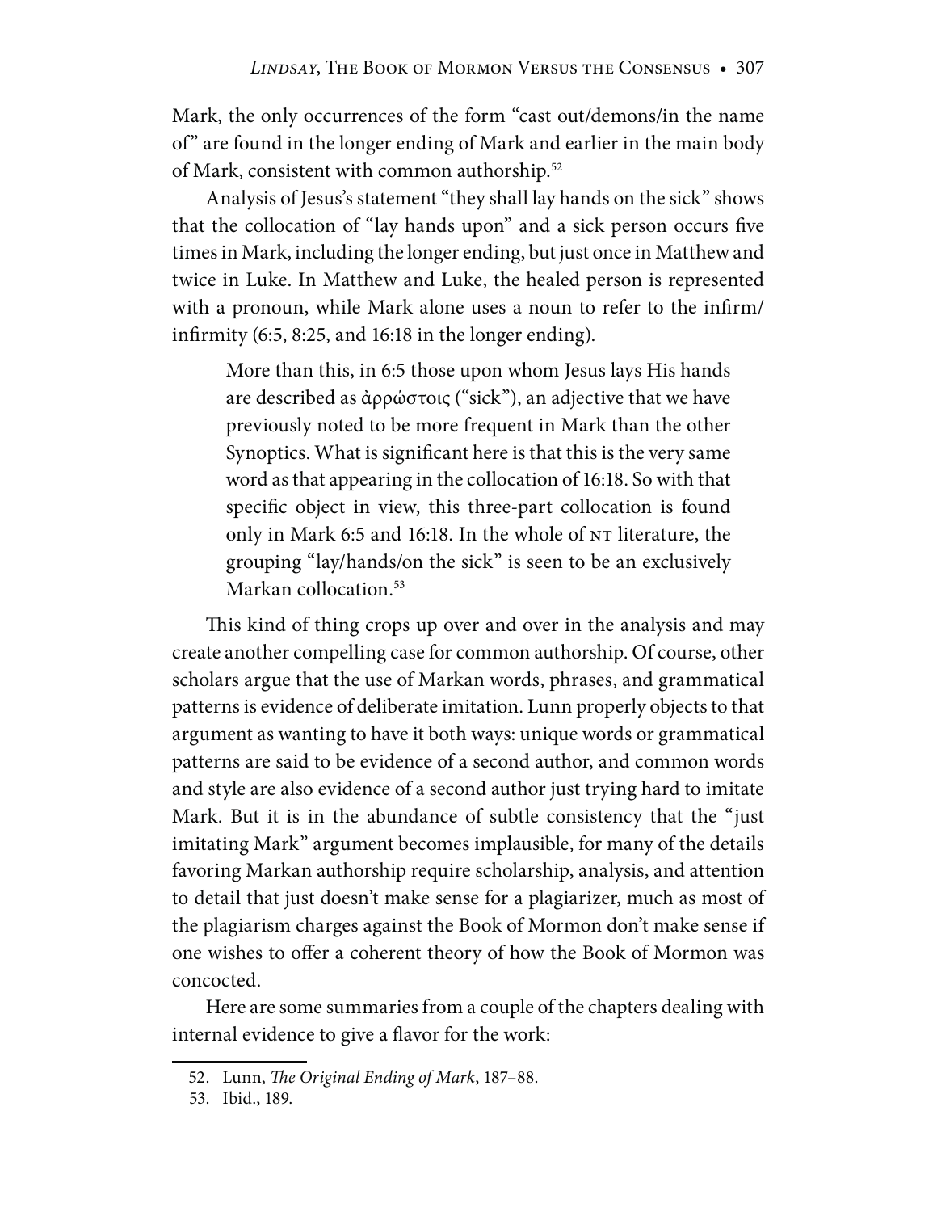Mark, the only occurrences of the form "cast out/demons/in the name of" are found in the longer ending of Mark and earlier in the main body of Mark, consistent with common authorship.[52]

Analysis of Jesus's statement "they shall lay hands on the sick" shows that the collocation of "lay hands upon" and a sick person occurs five times in Mark, including the longer ending, but just once in Matthew and twice in Luke. In Matthew and Luke, the healed person is represented with a pronoun, while Mark alone uses a noun to refer to the infirm/infirmity (6:5, 8:25, and 16:18 in the longer ending).

> More than this, in 6:5 those upon whom Jesus lays His hands are described as ἀρρώστοις ("sick"), an adjective that we have previously noted to be more frequent in Mark than the other Synoptics. What is significant here is that this is the very same word as that appearing in the collocation of 16:18. So with that specific object in view, this three-part collocation is found only in Mark 6:5 and 16:18. In the whole of NT literature, the grouping "lay/hands/on the sick" is seen to be an exclusively Markan collocation.[53]

This kind of thing crops up over and over in the analysis and may create another compelling case for common authorship. Of course, other scholars argue that the use of Markan words, phrases, and grammatical patterns is evidence of deliberate imitation. Lunn properly objects to that argument as wanting to have it both ways: unique words or grammatical patterns are said to be evidence of a second author, and common words and style are also evidence of a second author just trying hard to imitate Mark. But it is in the abundance of subtle consistency that the "just imitating Mark" argument becomes implausible, for many of the details favoring Markan authorship require scholarship, analysis, and attention to detail that just doesn't make sense for a plagiarizer, much as most of the plagiarism charges against the Book of Mormon don't make sense if one wishes to offer a coherent theory of how the Book of Mormon was concocted.

Here are some summaries from a couple of the chapters dealing with internal evidence to give a flavor for the work:

---

52. Lunn, *The Original Ending of Mark*, 187–88.

53. Ibid., 189.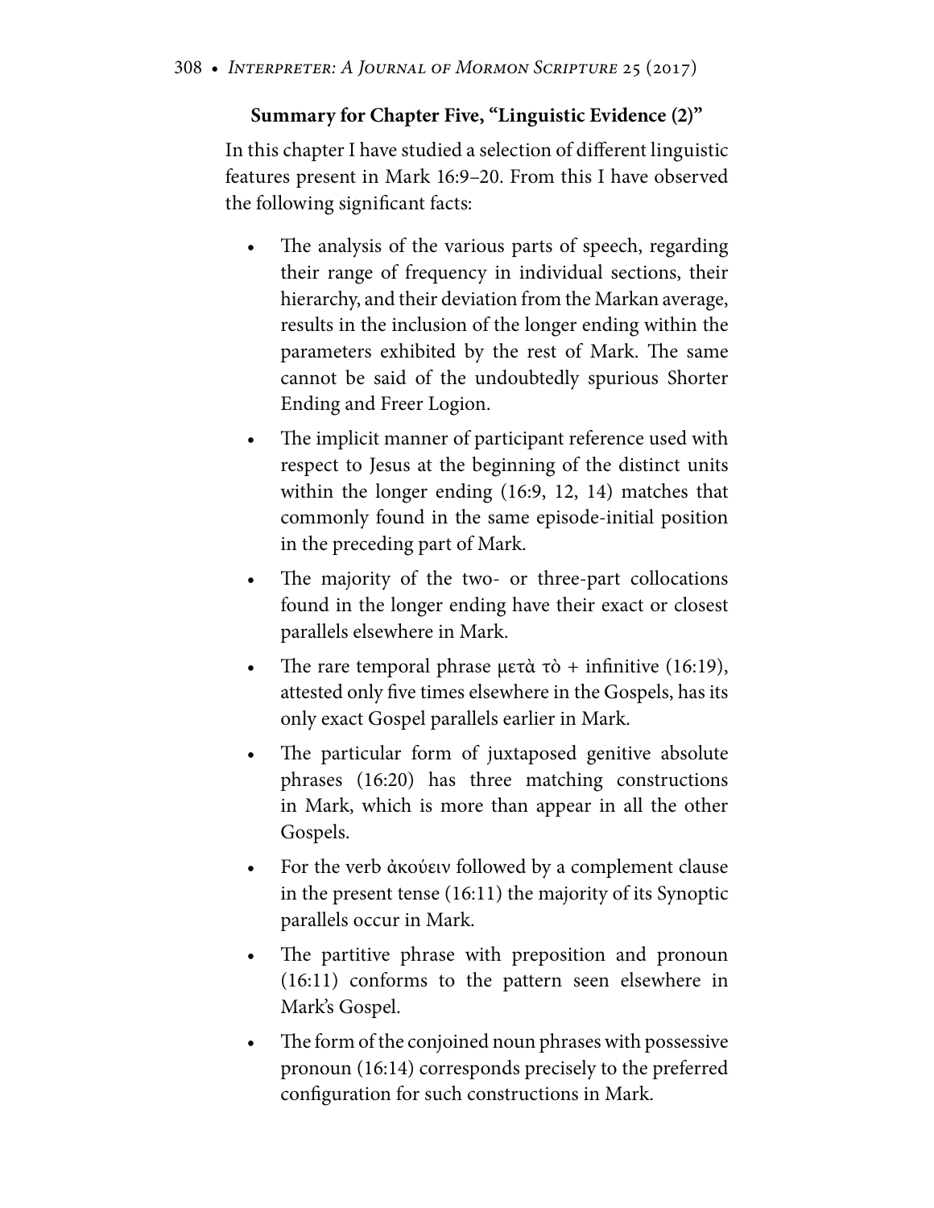**Summary for Chapter Five, "Linguistic Evidence (2)"**

In this chapter I have studied a selection of different linguistic features present in Mark 16:9–20. From this I have observed the following significant facts:

- The analysis of the various parts of speech, regarding their range of frequency in individual sections, their hierarchy, and their deviation from the Markan average, results in the inclusion of the longer ending within the parameters exhibited by the rest of Mark. The same cannot be said of the undoubtedly spurious Shorter Ending and Freer Logion.
- The implicit manner of participant reference used with respect to Jesus at the beginning of the distinct units within the longer ending (16:9, 12, 14) matches that commonly found in the same episode-initial position in the preceding part of Mark.
- The majority of the two- or three-part collocations found in the longer ending have their exact or closest parallels elsewhere in Mark.
- The rare temporal phrase μετὰ τὸ + infinitive (16:19), attested only five times elsewhere in the Gospels, has its only exact Gospel parallels earlier in Mark.
- The particular form of juxtaposed genitive absolute phrases (16:20) has three matching constructions in Mark, which is more than appear in all the other Gospels.
- For the verb ἀκούειν followed by a complement clause in the present tense (16:11) the majority of its Synoptic parallels occur in Mark.
- The partitive phrase with preposition and pronoun (16:11) conforms to the pattern seen elsewhere in Mark's Gospel.
- The form of the conjoined noun phrases with possessive pronoun (16:14) corresponds precisely to the preferred configuration for such constructions in Mark.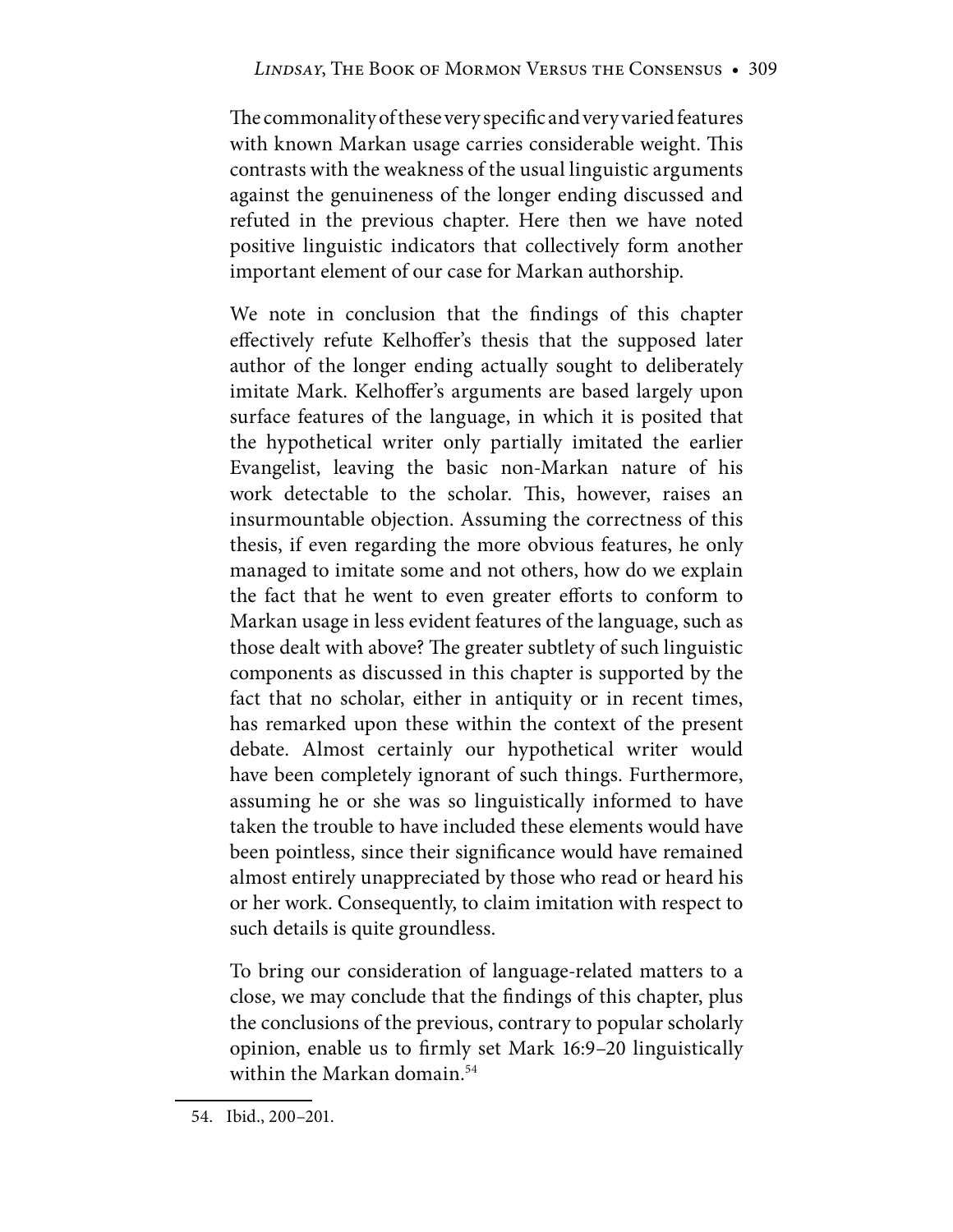The commonality of these very specific and very varied features with known Markan usage carries considerable weight. This contrasts with the weakness of the usual linguistic arguments against the genuineness of the longer ending discussed and refuted in the previous chapter. Here then we have noted positive linguistic indicators that collectively form another important element of our case for Markan authorship.

We note in conclusion that the findings of this chapter effectively refute Kelhoffer's thesis that the supposed later author of the longer ending actually sought to deliberately imitate Mark. Kelhoffer's arguments are based largely upon surface features of the language, in which it is posited that the hypothetical writer only partially imitated the earlier Evangelist, leaving the basic non-Markan nature of his work detectable to the scholar. This, however, raises an insurmountable objection. Assuming the correctness of this thesis, if even regarding the more obvious features, he only managed to imitate some and not others, how do we explain the fact that he went to even greater efforts to conform to Markan usage in less evident features of the language, such as those dealt with above? The greater subtlety of such linguistic components as discussed in this chapter is supported by the fact that no scholar, either in antiquity or in recent times, has remarked upon these within the context of the present debate. Almost certainly our hypothetical writer would have been completely ignorant of such things. Furthermore, assuming he or she was so linguistically informed to have taken the trouble to have included these elements would have been pointless, since their significance would have remained almost entirely unappreciated by those who read or heard his or her work. Consequently, to claim imitation with respect to such details is quite groundless.

To bring our consideration of language-related matters to a close, we may conclude that the findings of this chapter, plus the conclusions of the previous, contrary to popular scholarly opinion, enable us to firmly set Mark 16:9–20 linguistically within the Markan domain.[54]

---

54. Ibid., 200–201.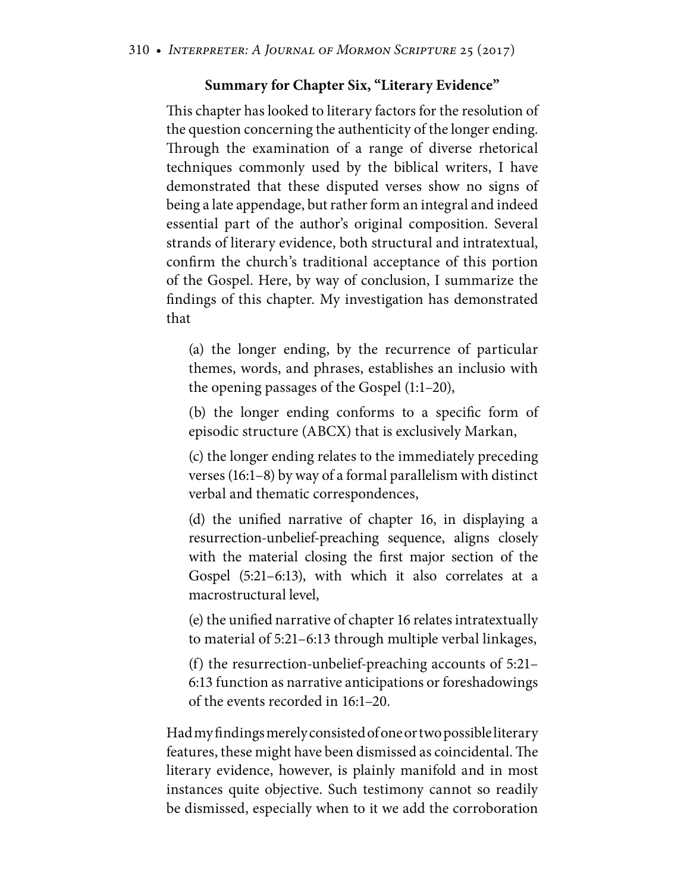**Summary for Chapter Six, "Literary Evidence"**

This chapter has looked to literary factors for the resolution of the question concerning the authenticity of the longer ending. Through the examination of a range of diverse rhetorical techniques commonly used by the biblical writers, I have demonstrated that these disputed verses show no signs of being a late appendage, but rather form an integral and indeed essential part of the author's original composition. Several strands of literary evidence, both structural and intratextual, confirm the church's traditional acceptance of this portion of the Gospel. Here, by way of conclusion, I summarize the findings of this chapter. My investigation has demonstrated that

(a) the longer ending, by the recurrence of particular themes, words, and phrases, establishes an inclusio with the opening passages of the Gospel (1:1–20),

(b) the longer ending conforms to a specific form of episodic structure (ABCX) that is exclusively Markan,

(c) the longer ending relates to the immediately preceding verses (16:1–8) by way of a formal parallelism with distinct verbal and thematic correspondences,

(d) the unified narrative of chapter 16, in displaying a resurrection-unbelief-preaching sequence, aligns closely with the material closing the first major section of the Gospel (5:21–6:13), with which it also correlates at a macrostructural level,

(e) the unified narrative of chapter 16 relates intratextually to material of 5:21–6:13 through multiple verbal linkages,

(f) the resurrection-unbelief-preaching accounts of 5:21–6:13 function as narrative anticipations or foreshadowings of the events recorded in 16:1–20.

Had my findings merely consisted of one or two possible literary features, these might have been dismissed as coincidental. The literary evidence, however, is plainly manifold and in most instances quite objective. Such testimony cannot so readily be dismissed, especially when to it we add the corroboration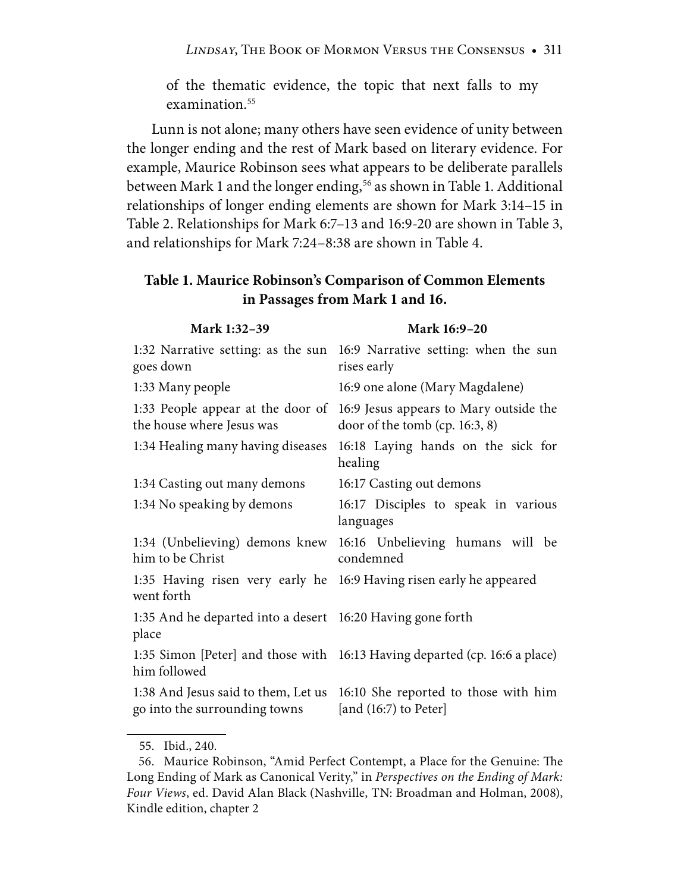of the thematic evidence, the topic that next falls to my examination.[55]

Lunn is not alone; many others have seen evidence of unity between the longer ending and the rest of Mark based on literary evidence. For example, Maurice Robinson sees what appears to be deliberate parallels between Mark 1 and the longer ending,[56] as shown in Table 1. Additional relationships of longer ending elements are shown for Mark 3:14–15 in Table 2. Relationships for Mark 6:7–13 and 16:9-20 are shown in Table 3, and relationships for Mark 7:24–8:38 are shown in Table 4.

**Table 1. Maurice Robinson's Comparison of Common Elements in Passages from Mark 1 and 16.**

| Mark 1:32–39 | Mark 16:9–20 |
|---|---|
| 1:32 Narrative setting: as the sun goes down | 16:9 Narrative setting: when the sun rises early |
| 1:33 Many people | 16:9 one alone (Mary Magdalene) |
| 1:33 People appear at the door of the house where Jesus was | 16:9 Jesus appears to Mary outside the door of the tomb (cp. 16:3, 8) |
| 1:34 Healing many having diseases | 16:18 Laying hands on the sick for healing |
| 1:34 Casting out many demons | 16:17 Casting out demons |
| 1:34 No speaking by demons | 16:17 Disciples to speak in various languages |
| 1:34 (Unbelieving) demons knew him to be Christ | 16:16 Unbelieving humans will be condemned |
| 1:35 Having risen very early he went forth | 16:9 Having risen early he appeared |
| 1:35 And he departed into a desert place | 16:20 Having gone forth |
| 1:35 Simon [Peter] and those with him followed | 16:13 Having departed (cp. 16:6 a place) |
| 1:38 And Jesus said to them, Let us go into the surrounding towns | 16:10 She reported to those with him [and (16:7) to Peter] |

55. Ibid., 240.

56. Maurice Robinson, "Amid Perfect Contempt, a Place for the Genuine: The Long Ending of Mark as Canonical Verity," in *Perspectives on the Ending of Mark: Four Views*, ed. David Alan Black (Nashville, TN: Broadman and Holman, 2008), Kindle edition, chapter 2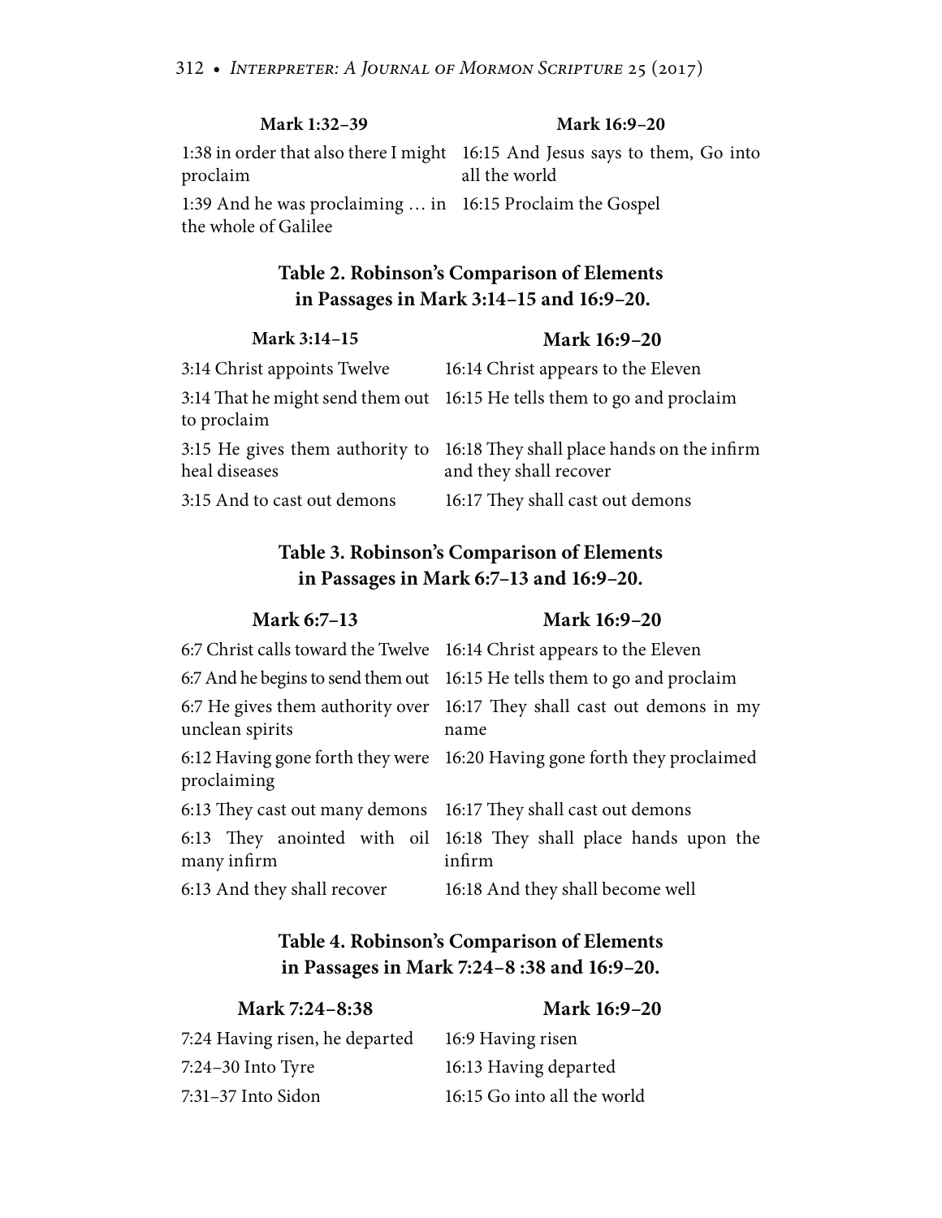| Mark 1:32–39 | Mark 16:9–20 |
|---|---|
| 1:38 in order that also there I might proclaim | 16:15 And Jesus says to them, Go into all the world |
| 1:39 And he was proclaiming … in the whole of Galilee | 16:15 Proclaim the Gospel |

**Table 2. Robinson's Comparison of Elements in Passages in Mark 3:14–15 and 16:9–20.**

| Mark 3:14–15 | Mark 16:9–20 |
|---|---|
| 3:14 Christ appoints Twelve | 16:14 Christ appears to the Eleven |
| 3:14 That he might send them out to proclaim | 16:15 He tells them to go and proclaim |
| 3:15 He gives them authority to heal diseases | 16:18 They shall place hands on the infirm and they shall recover |
| 3:15 And to cast out demons | 16:17 They shall cast out demons |

**Table 3. Robinson's Comparison of Elements in Passages in Mark 6:7–13 and 16:9–20.**

| Mark 6:7–13 | Mark 16:9–20 |
|---|---|
| 6:7 Christ calls toward the Twelve | 16:14 Christ appears to the Eleven |
| 6:7 And he begins to send them out | 16:15 He tells them to go and proclaim |
| 6:7 He gives them authority over unclean spirits | 16:17 They shall cast out demons in my name |
| 6:12 Having gone forth they were proclaiming | 16:20 Having gone forth they proclaimed |
| 6:13 They cast out many demons | 16:17 They shall cast out demons |
| 6:13 They anointed with oil many infirm | 16:18 They shall place hands upon the infirm |
| 6:13 And they shall recover | 16:18 And they shall become well |

**Table 4. Robinson's Comparison of Elements in Passages in Mark 7:24–8 :38 and 16:9–20.**

| Mark 7:24–8:38 | Mark 16:9–20 |
|---|---|
| 7:24 Having risen, he departed | 16:9 Having risen |
| 7:24–30 Into Tyre | 16:13 Having departed |
| 7:31–37 Into Sidon | 16:15 Go into all the world |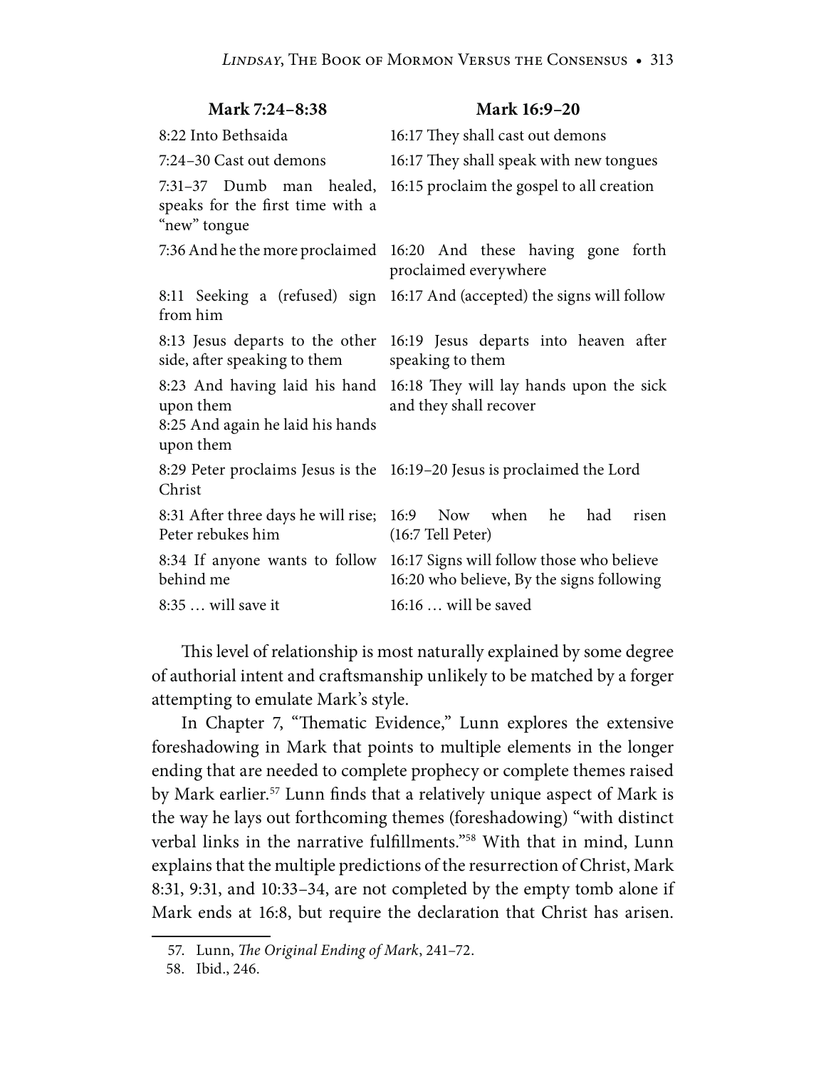| Mark 7:24–8:38 | Mark 16:9–20 |
|---|---|
| 8:22 Into Bethsaida | 16:17 They shall cast out demons |
| 7:24–30 Cast out demons | 16:17 They shall speak with new tongues |
| 7:31–37 Dumb man healed, speaks for the first time with a "new" tongue | 16:15 proclaim the gospel to all creation |
| 7:36 And he the more proclaimed | 16:20 And these having gone forth proclaimed everywhere |
| 8:11 Seeking a (refused) sign from him | 16:17 And (accepted) the signs will follow |
| 8:13 Jesus departs to the other side, after speaking to them | 16:19 Jesus departs into heaven after speaking to them |
| 8:23 And having laid his hand upon them<br>8:25 And again he laid his hands upon them | 16:18 They will lay hands upon the sick and they shall recover |
| 8:29 Peter proclaims Jesus is the Christ | 16:19–20 Jesus is proclaimed the Lord |
| 8:31 After three days he will rise; Peter rebukes him | 16:9 Now when he had risen (16:7 Tell Peter) |
| 8:34 If anyone wants to follow behind me | 16:17 Signs will follow those who believe<br>16:20 who believe, By the signs following |
| 8:35 … will save it | 16:16 … will be saved |

This level of relationship is most naturally explained by some degree of authorial intent and craftsmanship unlikely to be matched by a forger attempting to emulate Mark's style.

In Chapter 7, "Thematic Evidence," Lunn explores the extensive foreshadowing in Mark that points to multiple elements in the longer ending that are needed to complete prophecy or complete themes raised by Mark earlier.[57] Lunn finds that a relatively unique aspect of Mark is the way he lays out forthcoming themes (foreshadowing) "with distinct verbal links in the narrative fulfillments."[58] With that in mind, Lunn explains that the multiple predictions of the resurrection of Christ, Mark 8:31, 9:31, and 10:33–34, are not completed by the empty tomb alone if Mark ends at 16:8, but require the declaration that Christ has arisen.

57. Lunn, *The Original Ending of Mark*, 241–72.

58. Ibid., 246.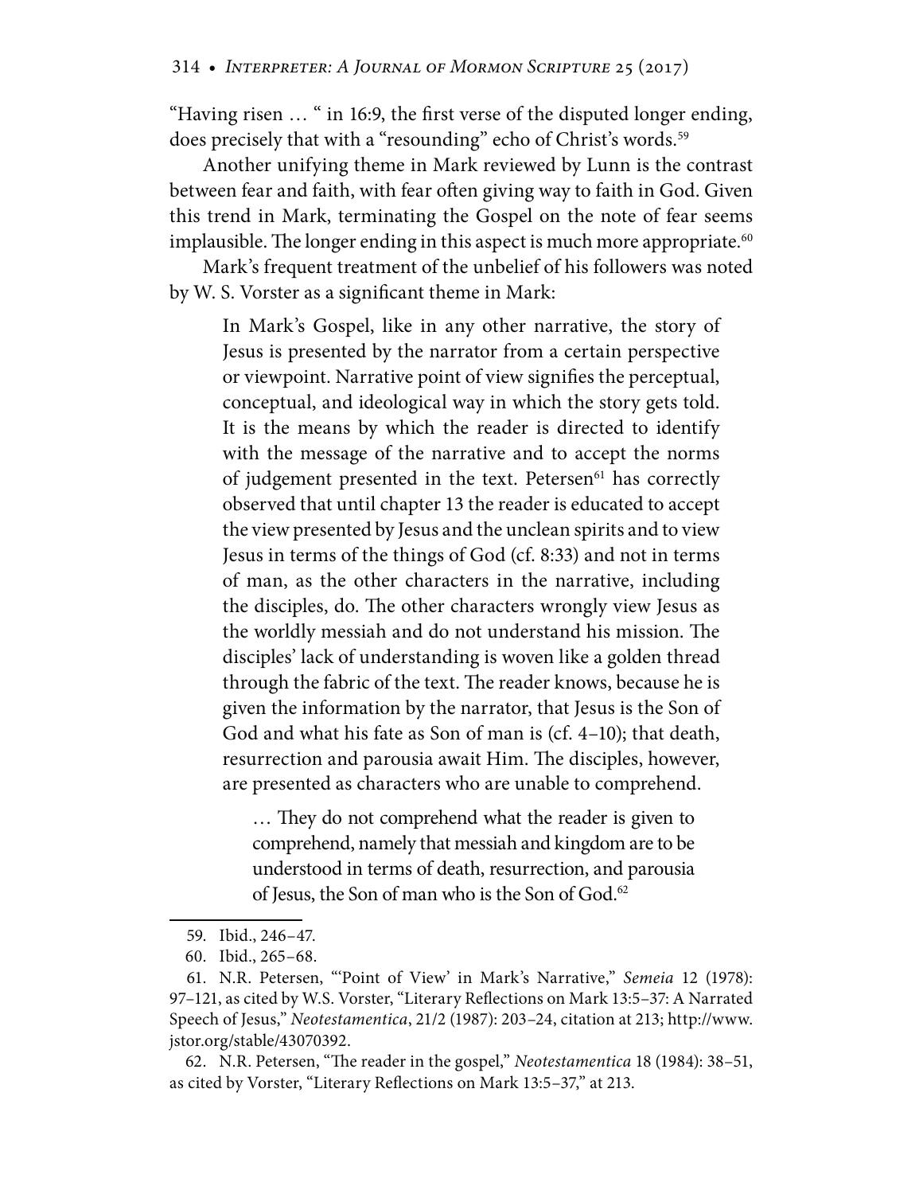"Having risen … " in 16:9, the first verse of the disputed longer ending, does precisely that with a "resounding" echo of Christ's words.[59]

Another unifying theme in Mark reviewed by Lunn is the contrast between fear and faith, with fear often giving way to faith in God. Given this trend in Mark, terminating the Gospel on the note of fear seems implausible. The longer ending in this aspect is much more appropriate.[60]

Mark's frequent treatment of the unbelief of his followers was noted by W. S. Vorster as a significant theme in Mark:

> In Mark's Gospel, like in any other narrative, the story of Jesus is presented by the narrator from a certain perspective or viewpoint. Narrative point of view signifies the perceptual, conceptual, and ideological way in which the story gets told. It is the means by which the reader is directed to identify with the message of the narrative and to accept the norms of judgement presented in the text. Petersen[61] has correctly observed that until chapter 13 the reader is educated to accept the view presented by Jesus and the unclean spirits and to view Jesus in terms of the things of God (cf. 8:33) and not in terms of man, as the other characters in the narrative, including the disciples, do. The other characters wrongly view Jesus as the worldly messiah and do not understand his mission. The disciples' lack of understanding is woven like a golden thread through the fabric of the text. The reader knows, because he is given the information by the narrator, that Jesus is the Son of God and what his fate as Son of man is (cf. 4–10); that death, resurrection and parousia await Him. The disciples, however, are presented as characters who are unable to comprehend.
>
> > … They do not comprehend what the reader is given to comprehend, namely that messiah and kingdom are to be understood in terms of death, resurrection, and parousia of Jesus, the Son of man who is the Son of God.[62]

---

59. Ibid., 246–47.

60. Ibid., 265–68.

61. N.R. Petersen, "'Point of View' in Mark's Narrative," *Semeia* 12 (1978): 97–121, as cited by W.S. Vorster, "Literary Reflections on Mark 13:5–37: A Narrated Speech of Jesus," *Neotestamentica*, 21/2 (1987): 203–24, citation at 213; http://www.jstor.org/stable/43070392.

62. N.R. Petersen, "The reader in the gospel," *Neotestamentica* 18 (1984): 38–51, as cited by Vorster, "Literary Reflections on Mark 13:5–37," at 213.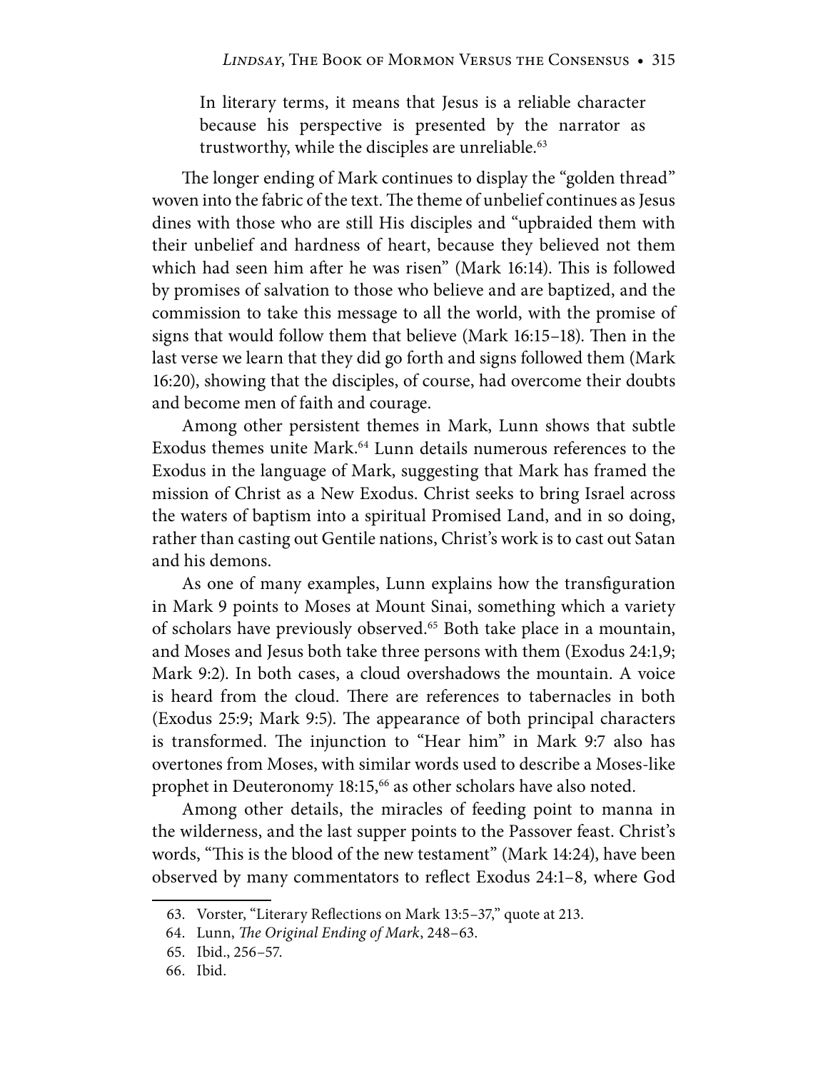> In literary terms, it means that Jesus is a reliable character because his perspective is presented by the narrator as trustworthy, while the disciples are unreliable.[63]

The longer ending of Mark continues to display the "golden thread" woven into the fabric of the text. The theme of unbelief continues as Jesus dines with those who are still His disciples and "upbraided them with their unbelief and hardness of heart, because they believed not them which had seen him after he was risen" (Mark 16:14). This is followed by promises of salvation to those who believe and are baptized, and the commission to take this message to all the world, with the promise of signs that would follow them that believe (Mark 16:15–18). Then in the last verse we learn that they did go forth and signs followed them (Mark 16:20), showing that the disciples, of course, had overcome their doubts and become men of faith and courage.

Among other persistent themes in Mark, Lunn shows that subtle Exodus themes unite Mark.[64] Lunn details numerous references to the Exodus in the language of Mark, suggesting that Mark has framed the mission of Christ as a New Exodus. Christ seeks to bring Israel across the waters of baptism into a spiritual Promised Land, and in so doing, rather than casting out Gentile nations, Christ's work is to cast out Satan and his demons.

As one of many examples, Lunn explains how the transfiguration in Mark 9 points to Moses at Mount Sinai, something which a variety of scholars have previously observed.[65] Both take place in a mountain, and Moses and Jesus both take three persons with them (Exodus 24:1,9; Mark 9:2). In both cases, a cloud overshadows the mountain. A voice is heard from the cloud. There are references to tabernacles in both (Exodus 25:9; Mark 9:5). The appearance of both principal characters is transformed. The injunction to "Hear him" in Mark 9:7 also has overtones from Moses, with similar words used to describe a Moses-like prophet in Deuteronomy 18:15,[66] as other scholars have also noted.

Among other details, the miracles of feeding point to manna in the wilderness, and the last supper points to the Passover feast. Christ's words, "This is the blood of the new testament" (Mark 14:24), have been observed by many commentators to reflect Exodus 24:1–8, where God

---

63. Vorster, "Literary Reflections on Mark 13:5–37," quote at 213.
64. Lunn, *The Original Ending of Mark*, 248–63.
65. Ibid., 256–57.
66. Ibid.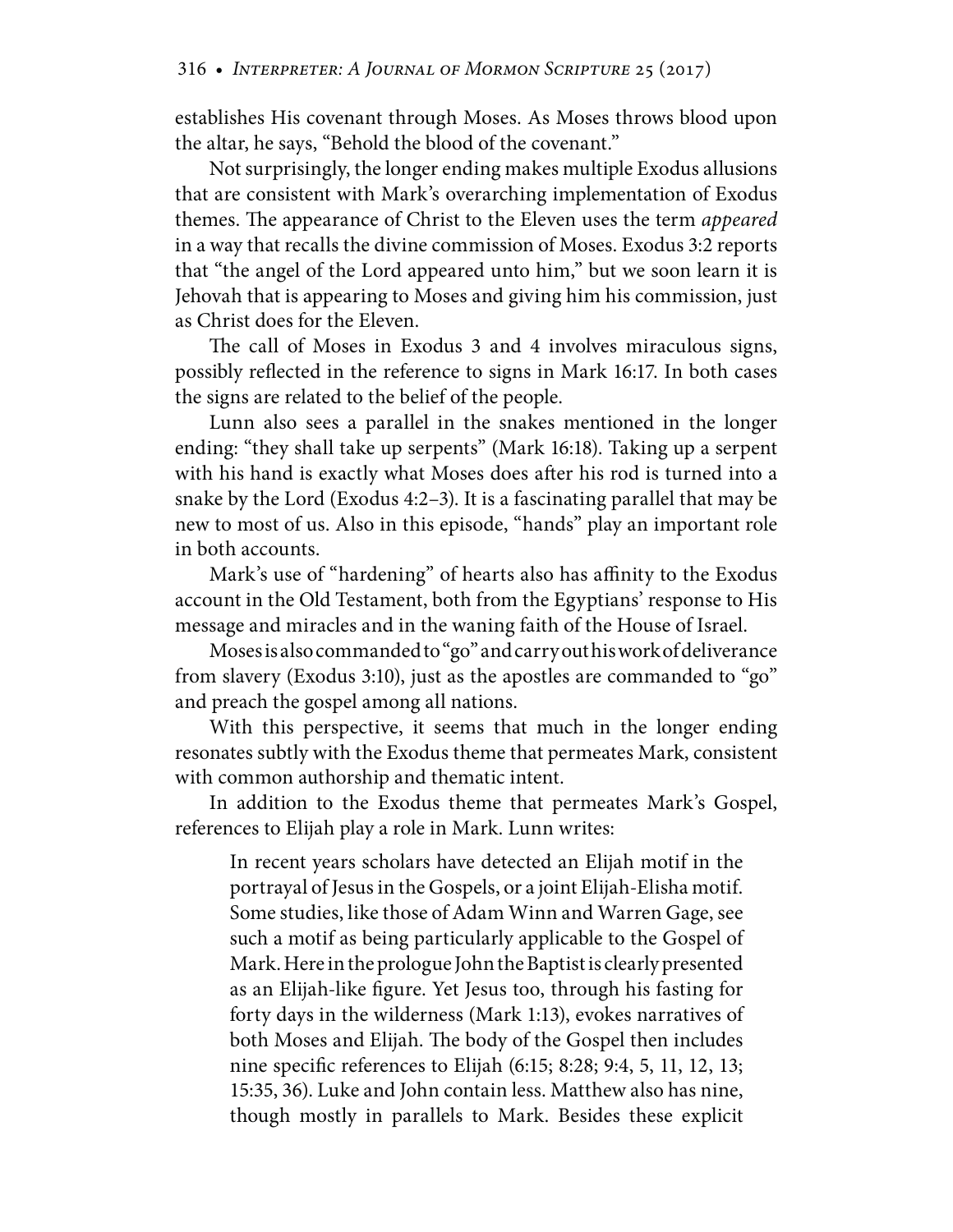establishes His covenant through Moses. As Moses throws blood upon the altar, he says, "Behold the blood of the covenant."

Not surprisingly, the longer ending makes multiple Exodus allusions that are consistent with Mark's overarching implementation of Exodus themes. The appearance of Christ to the Eleven uses the term *appeared* in a way that recalls the divine commission of Moses. Exodus 3:2 reports that "the angel of the Lord appeared unto him," but we soon learn it is Jehovah that is appearing to Moses and giving him his commission, just as Christ does for the Eleven.

The call of Moses in Exodus 3 and 4 involves miraculous signs, possibly reflected in the reference to signs in Mark 16:17. In both cases the signs are related to the belief of the people.

Lunn also sees a parallel in the snakes mentioned in the longer ending: "they shall take up serpents" (Mark 16:18). Taking up a serpent with his hand is exactly what Moses does after his rod is turned into a snake by the Lord (Exodus 4:2–3). It is a fascinating parallel that may be new to most of us. Also in this episode, "hands" play an important role in both accounts.

Mark's use of "hardening" of hearts also has affinity to the Exodus account in the Old Testament, both from the Egyptians' response to His message and miracles and in the waning faith of the House of Israel.

Moses is also commanded to "go" and carry out his work of deliverance from slavery (Exodus 3:10), just as the apostles are commanded to "go" and preach the gospel among all nations.

With this perspective, it seems that much in the longer ending resonates subtly with the Exodus theme that permeates Mark, consistent with common authorship and thematic intent.

In addition to the Exodus theme that permeates Mark's Gospel, references to Elijah play a role in Mark. Lunn writes:

> In recent years scholars have detected an Elijah motif in the portrayal of Jesus in the Gospels, or a joint Elijah-Elisha motif. Some studies, like those of Adam Winn and Warren Gage, see such a motif as being particularly applicable to the Gospel of Mark. Here in the prologue John the Baptist is clearly presented as an Elijah-like figure. Yet Jesus too, through his fasting for forty days in the wilderness (Mark 1:13), evokes narratives of both Moses and Elijah. The body of the Gospel then includes nine specific references to Elijah (6:15; 8:28; 9:4, 5, 11, 12, 13; 15:35, 36). Luke and John contain less. Matthew also has nine, though mostly in parallels to Mark. Besides these explicit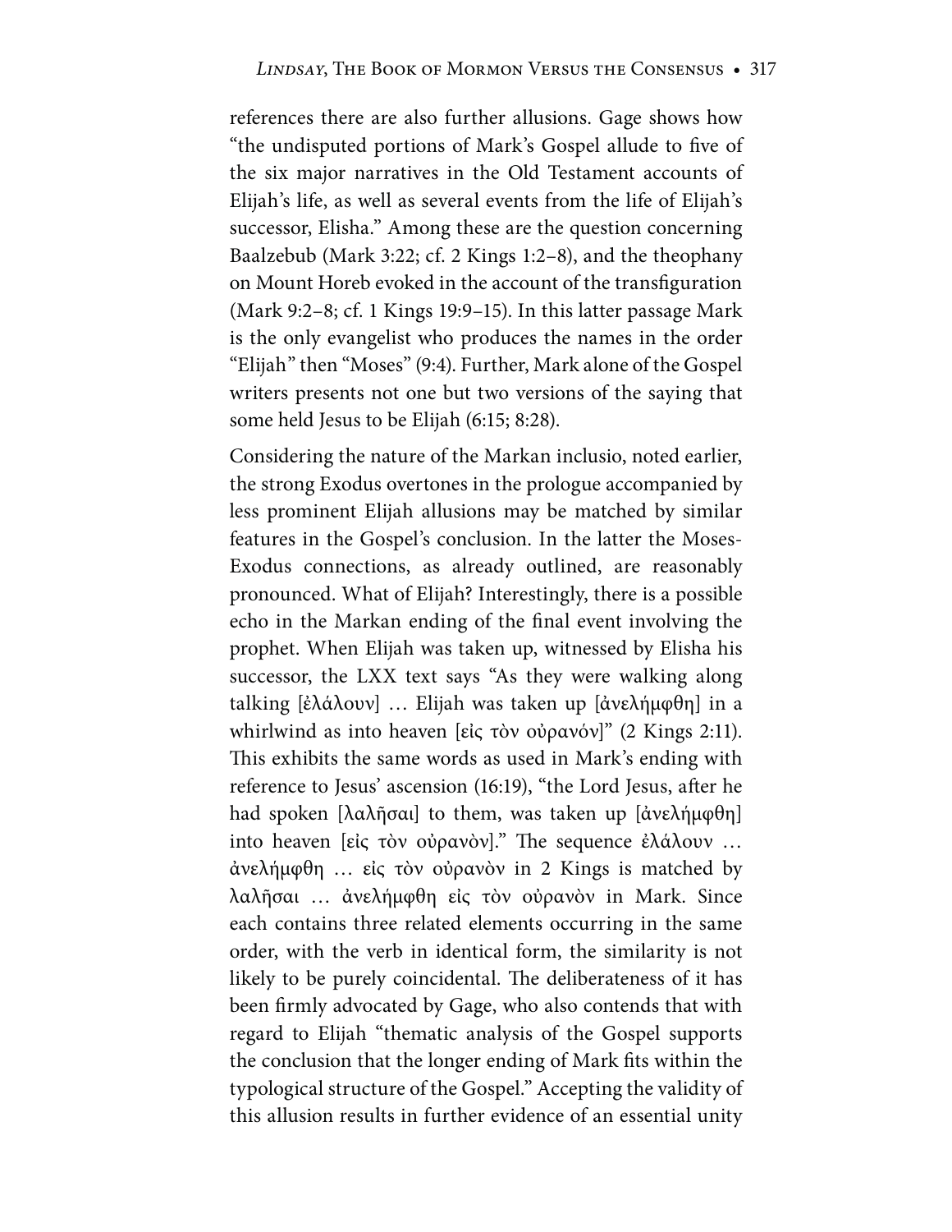references there are also further allusions. Gage shows how "the undisputed portions of Mark's Gospel allude to five of the six major narratives in the Old Testament accounts of Elijah's life, as well as several events from the life of Elijah's successor, Elisha." Among these are the question concerning Baalzebub (Mark 3:22; cf. 2 Kings 1:2–8), and the theophany on Mount Horeb evoked in the account of the transfiguration (Mark 9:2–8; cf. 1 Kings 19:9–15). In this latter passage Mark is the only evangelist who produces the names in the order "Elijah" then "Moses" (9:4). Further, Mark alone of the Gospel writers presents not one but two versions of the saying that some held Jesus to be Elijah (6:15; 8:28).

Considering the nature of the Markan inclusio, noted earlier, the strong Exodus overtones in the prologue accompanied by less prominent Elijah allusions may be matched by similar features in the Gospel's conclusion. In the latter the Moses-Exodus connections, as already outlined, are reasonably pronounced. What of Elijah? Interestingly, there is a possible echo in the Markan ending of the final event involving the prophet. When Elijah was taken up, witnessed by Elisha his successor, the LXX text says "As they were walking along talking [ἐλάλουν] … Elijah was taken up [ἀνελήμφθη] in a whirlwind as into heaven [εἰς τὸν οὐρανόν]" (2 Kings 2:11). This exhibits the same words as used in Mark's ending with reference to Jesus' ascension (16:19), "the Lord Jesus, after he had spoken [λαλῆσαι] to them, was taken up [ἀνελήμφθη] into heaven [εἰς τὸν οὐρανὸν]." The sequence ἐλάλουν … ἀνελήμφθη … εἰς τὸν οὐρανὸν in 2 Kings is matched by λαλῆσαι … ἀνελήμφθη εἰς τὸν οὐρανὸν in Mark. Since each contains three related elements occurring in the same order, with the verb in identical form, the similarity is not likely to be purely coincidental. The deliberateness of it has been firmly advocated by Gage, who also contends that with regard to Elijah "thematic analysis of the Gospel supports the conclusion that the longer ending of Mark fits within the typological structure of the Gospel." Accepting the validity of this allusion results in further evidence of an essential unity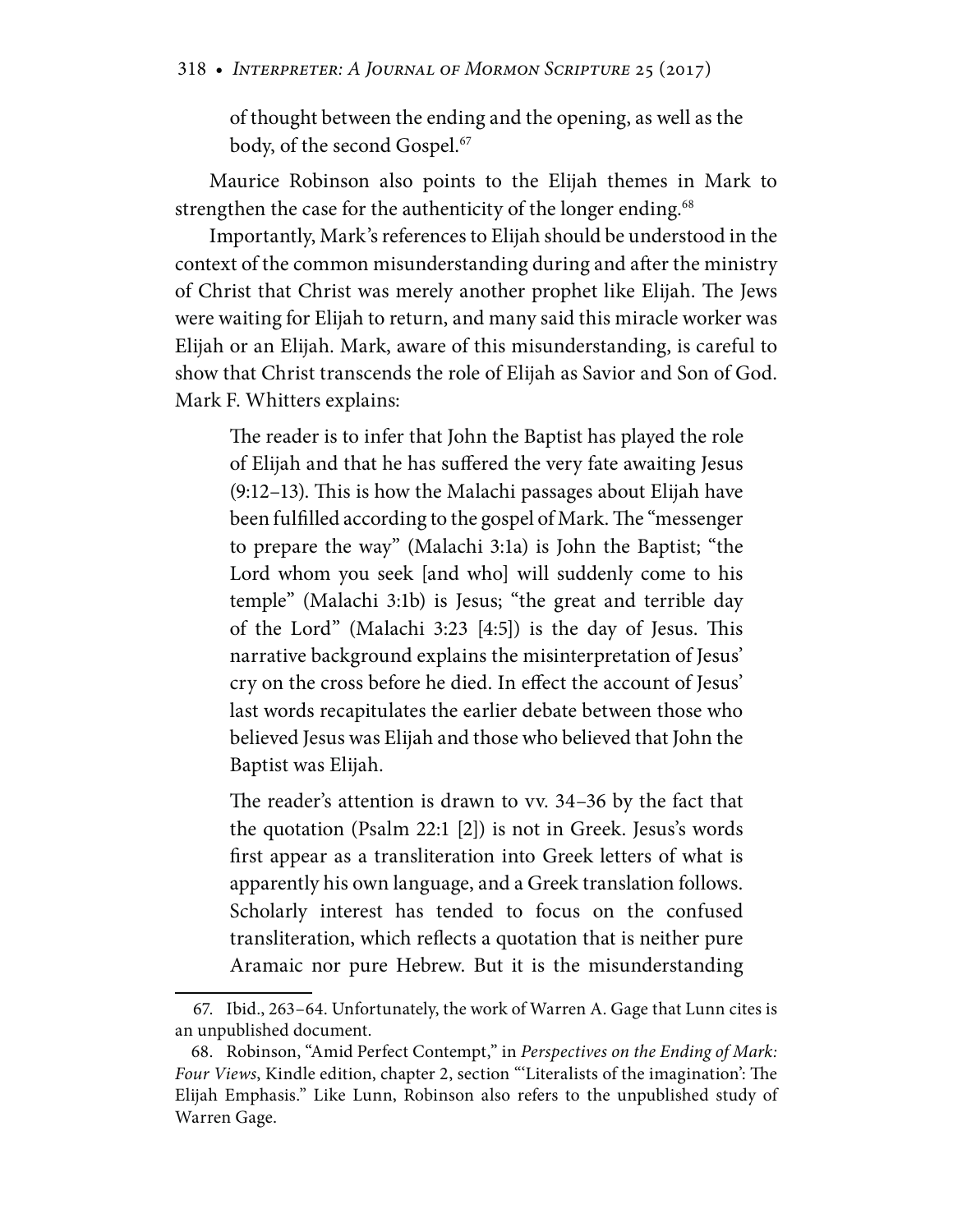of thought between the ending and the opening, as well as the body, of the second Gospel.[67]

Maurice Robinson also points to the Elijah themes in Mark to strengthen the case for the authenticity of the longer ending.[68]

Importantly, Mark's references to Elijah should be understood in the context of the common misunderstanding during and after the ministry of Christ that Christ was merely another prophet like Elijah. The Jews were waiting for Elijah to return, and many said this miracle worker was Elijah or an Elijah. Mark, aware of this misunderstanding, is careful to show that Christ transcends the role of Elijah as Savior and Son of God. Mark F. Whitters explains:

> The reader is to infer that John the Baptist has played the role of Elijah and that he has suffered the very fate awaiting Jesus (9:12–13). This is how the Malachi passages about Elijah have been fulfilled according to the gospel of Mark. The "messenger to prepare the way" (Malachi 3:1a) is John the Baptist; "the Lord whom you seek [and who] will suddenly come to his temple" (Malachi 3:1b) is Jesus; "the great and terrible day of the Lord" (Malachi 3:23 [4:5]) is the day of Jesus. This narrative background explains the misinterpretation of Jesus' cry on the cross before he died. In effect the account of Jesus' last words recapitulates the earlier debate between those who believed Jesus was Elijah and those who believed that John the Baptist was Elijah.
>
> The reader's attention is drawn to vv. 34–36 by the fact that the quotation (Psalm 22:1 [2]) is not in Greek. Jesus's words first appear as a transliteration into Greek letters of what is apparently his own language, and a Greek translation follows. Scholarly interest has tended to focus on the confused transliteration, which reflects a quotation that is neither pure Aramaic nor pure Hebrew. But it is the misunderstanding

---

67. Ibid., 263–64. Unfortunately, the work of Warren A. Gage that Lunn cites is an unpublished document.

68. Robinson, "Amid Perfect Contempt," in *Perspectives on the Ending of Mark: Four Views*, Kindle edition, chapter 2, section "'Literalists of the imagination': The Elijah Emphasis." Like Lunn, Robinson also refers to the unpublished study of Warren Gage.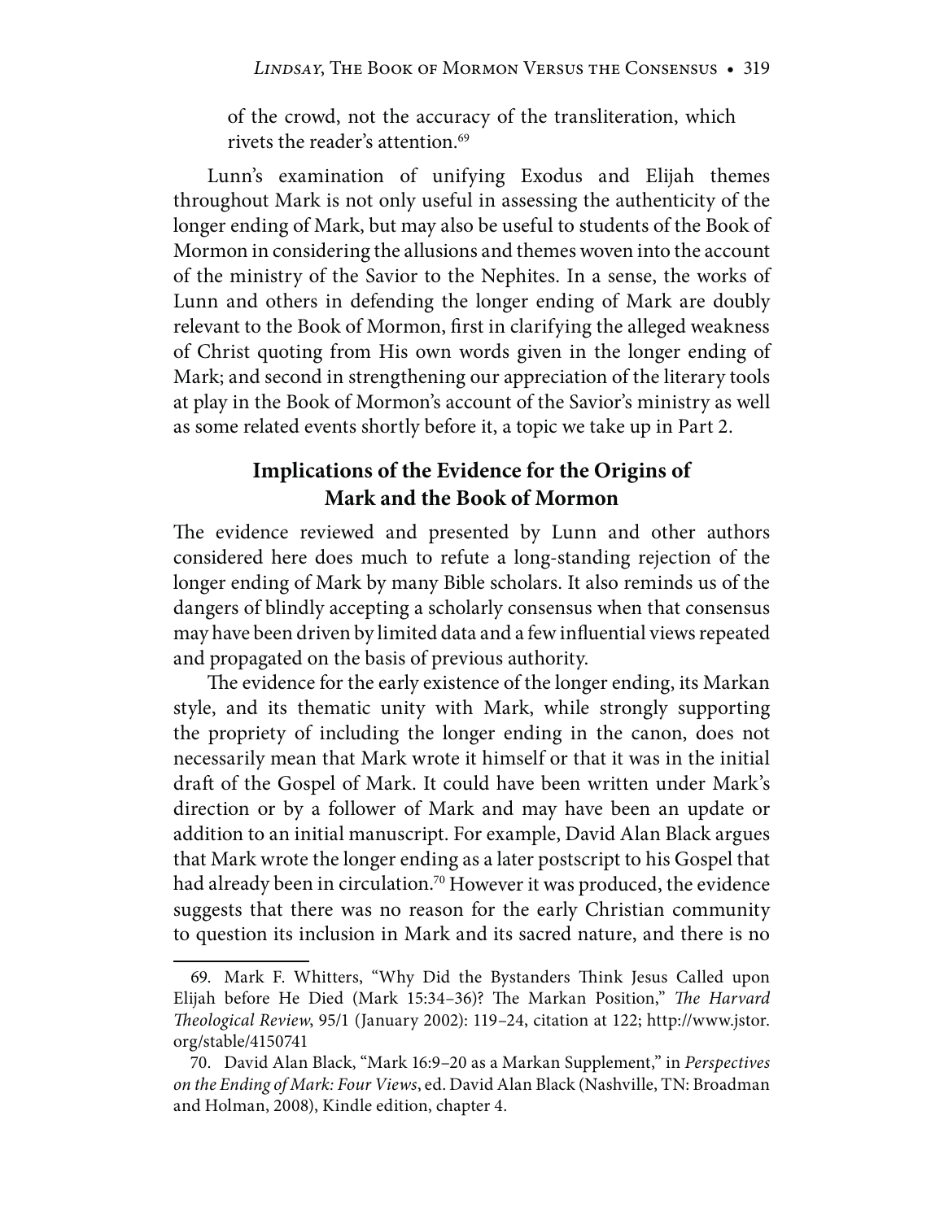of the crowd, not the accuracy of the transliteration, which rivets the reader's attention.[69]

Lunn's examination of unifying Exodus and Elijah themes throughout Mark is not only useful in assessing the authenticity of the longer ending of Mark, but may also be useful to students of the Book of Mormon in considering the allusions and themes woven into the account of the ministry of the Savior to the Nephites. In a sense, the works of Lunn and others in defending the longer ending of Mark are doubly relevant to the Book of Mormon, first in clarifying the alleged weakness of Christ quoting from His own words given in the longer ending of Mark; and second in strengthening our appreciation of the literary tools at play in the Book of Mormon's account of the Savior's ministry as well as some related events shortly before it, a topic we take up in Part 2.

## Implications of the Evidence for the Origins of Mark and the Book of Mormon

The evidence reviewed and presented by Lunn and other authors considered here does much to refute a long-standing rejection of the longer ending of Mark by many Bible scholars. It also reminds us of the dangers of blindly accepting a scholarly consensus when that consensus may have been driven by limited data and a few influential views repeated and propagated on the basis of previous authority.

The evidence for the early existence of the longer ending, its Markan style, and its thematic unity with Mark, while strongly supporting the propriety of including the longer ending in the canon, does not necessarily mean that Mark wrote it himself or that it was in the initial draft of the Gospel of Mark. It could have been written under Mark's direction or by a follower of Mark and may have been an update or addition to an initial manuscript. For example, David Alan Black argues that Mark wrote the longer ending as a later postscript to his Gospel that had already been in circulation.[70] However it was produced, the evidence suggests that there was no reason for the early Christian community to question its inclusion in Mark and its sacred nature, and there is no

---

69. Mark F. Whitters, "Why Did the Bystanders Think Jesus Called upon Elijah before He Died (Mark 15:34–36)? The Markan Position," *The Harvard Theological Review*, 95/1 (January 2002): 119–24, citation at 122; http://www.jstor.org/stable/4150741

70. David Alan Black, "Mark 16:9–20 as a Markan Supplement," in *Perspectives on the Ending of Mark: Four Views*, ed. David Alan Black (Nashville, TN: Broadman and Holman, 2008), Kindle edition, chapter 4.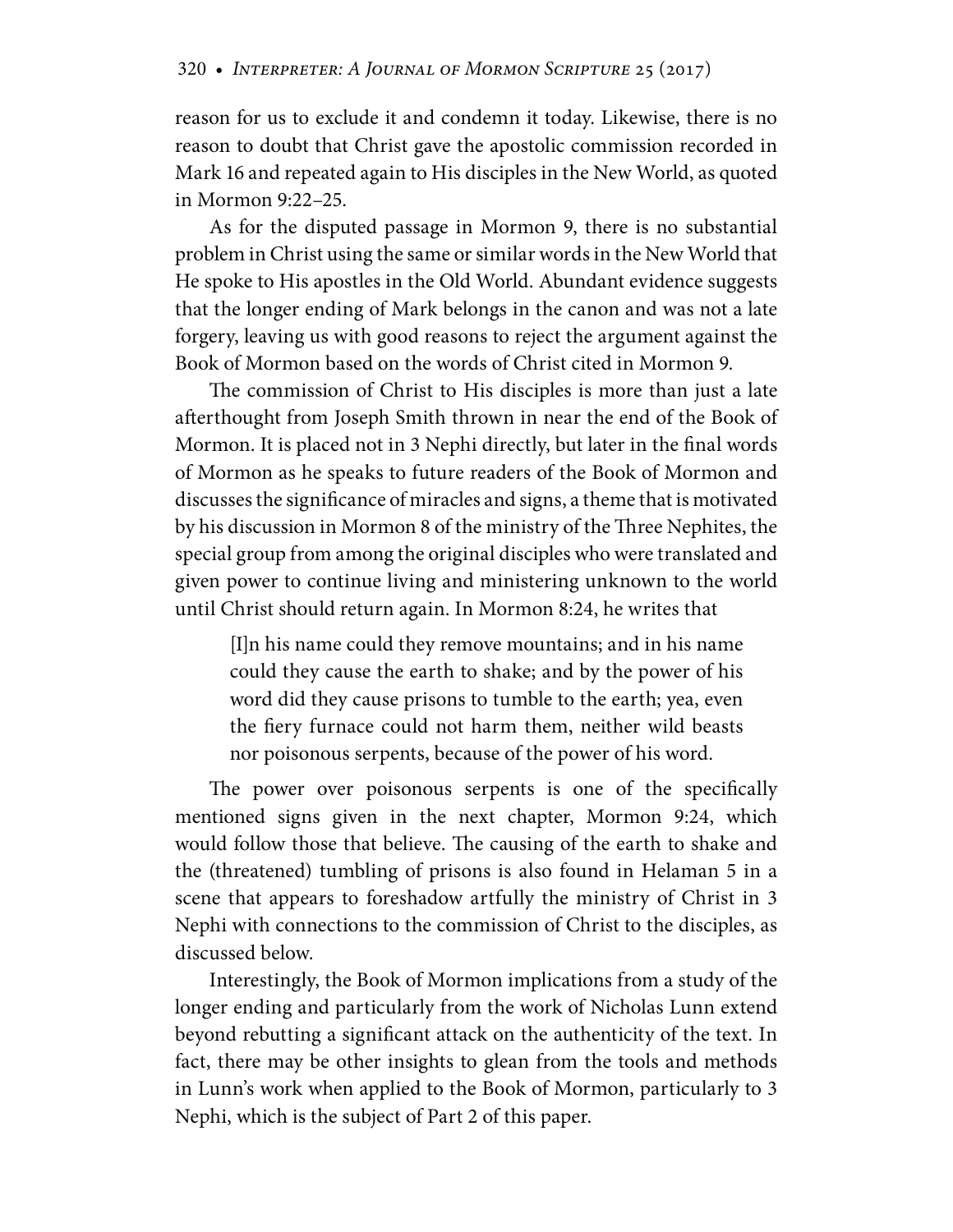reason for us to exclude it and condemn it today. Likewise, there is no reason to doubt that Christ gave the apostolic commission recorded in Mark 16 and repeated again to His disciples in the New World, as quoted in Mormon 9:22–25.

As for the disputed passage in Mormon 9, there is no substantial problem in Christ using the same or similar words in the New World that He spoke to His apostles in the Old World. Abundant evidence suggests that the longer ending of Mark belongs in the canon and was not a late forgery, leaving us with good reasons to reject the argument against the Book of Mormon based on the words of Christ cited in Mormon 9.

The commission of Christ to His disciples is more than just a late afterthought from Joseph Smith thrown in near the end of the Book of Mormon. It is placed not in 3 Nephi directly, but later in the final words of Mormon as he speaks to future readers of the Book of Mormon and discusses the significance of miracles and signs, a theme that is motivated by his discussion in Mormon 8 of the ministry of the Three Nephites, the special group from among the original disciples who were translated and given power to continue living and ministering unknown to the world until Christ should return again. In Mormon 8:24, he writes that

> [I]n his name could they remove mountains; and in his name could they cause the earth to shake; and by the power of his word did they cause prisons to tumble to the earth; yea, even the fiery furnace could not harm them, neither wild beasts nor poisonous serpents, because of the power of his word.

The power over poisonous serpents is one of the specifically mentioned signs given in the next chapter, Mormon 9:24, which would follow those that believe. The causing of the earth to shake and the (threatened) tumbling of prisons is also found in Helaman 5 in a scene that appears to foreshadow artfully the ministry of Christ in 3 Nephi with connections to the commission of Christ to the disciples, as discussed below.

Interestingly, the Book of Mormon implications from a study of the longer ending and particularly from the work of Nicholas Lunn extend beyond rebutting a significant attack on the authenticity of the text. In fact, there may be other insights to glean from the tools and methods in Lunn's work when applied to the Book of Mormon, particularly to 3 Nephi, which is the subject of Part 2 of this paper.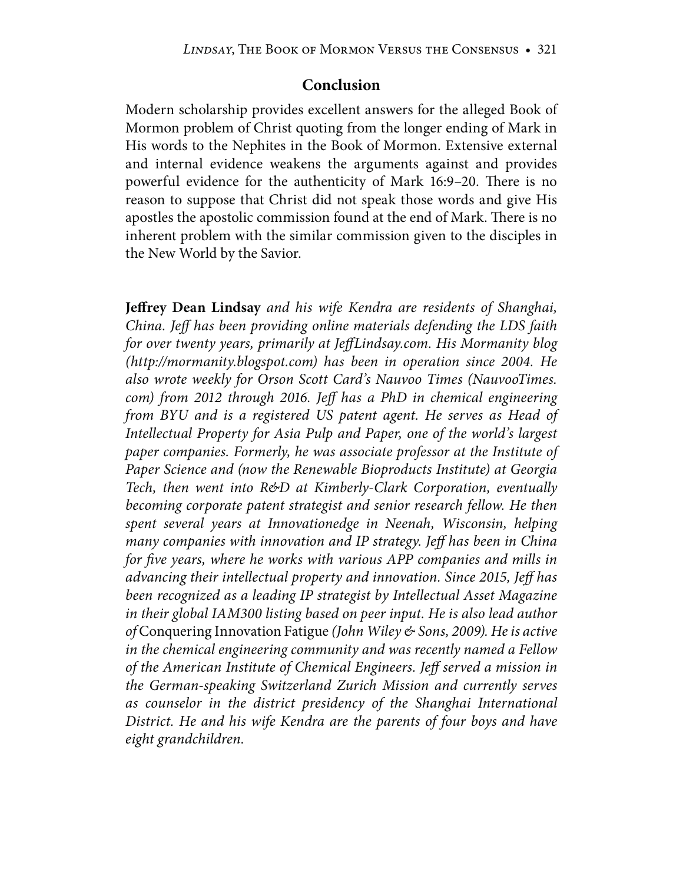## Conclusion

Modern scholarship provides excellent answers for the alleged Book of Mormon problem of Christ quoting from the longer ending of Mark in His words to the Nephites in the Book of Mormon. Extensive external and internal evidence weakens the arguments against and provides powerful evidence for the authenticity of Mark 16:9–20. There is no reason to suppose that Christ did not speak those words and give His apostles the apostolic commission found at the end of Mark. There is no inherent problem with the similar commission given to the disciples in the New World by the Savior.

**Jeffrey Dean Lindsay** *and his wife Kendra are residents of Shanghai, China. Jeff has been providing online materials defending the LDS faith for over twenty years, primarily at JeffLindsay.com. His Mormanity blog (http://mormanity.blogspot.com) has been in operation since 2004. He also wrote weekly for Orson Scott Card's Nauvoo Times (NauvooTimes.com) from 2012 through 2016. Jeff has a PhD in chemical engineering from BYU and is a registered US patent agent. He serves as Head of Intellectual Property for Asia Pulp and Paper, one of the world's largest paper companies. Formerly, he was associate professor at the Institute of Paper Science and (now the Renewable Bioproducts Institute) at Georgia Tech, then went into R&D at Kimberly-Clark Corporation, eventually becoming corporate patent strategist and senior research fellow. He then spent several years at Innovationedge in Neenah, Wisconsin, helping many companies with innovation and IP strategy. Jeff has been in China for five years, where he works with various APP companies and mills in advancing their intellectual property and innovation. Since 2015, Jeff has been recognized as a leading IP strategist by Intellectual Asset Magazine in their global IAM300 listing based on peer input. He is also lead author of* Conquering Innovation Fatigue *(John Wiley & Sons, 2009). He is active in the chemical engineering community and was recently named a Fellow of the American Institute of Chemical Engineers. Jeff served a mission in the German-speaking Switzerland Zurich Mission and currently serves as counselor in the district presidency of the Shanghai International District. He and his wife Kendra are the parents of four boys and have eight grandchildren.*